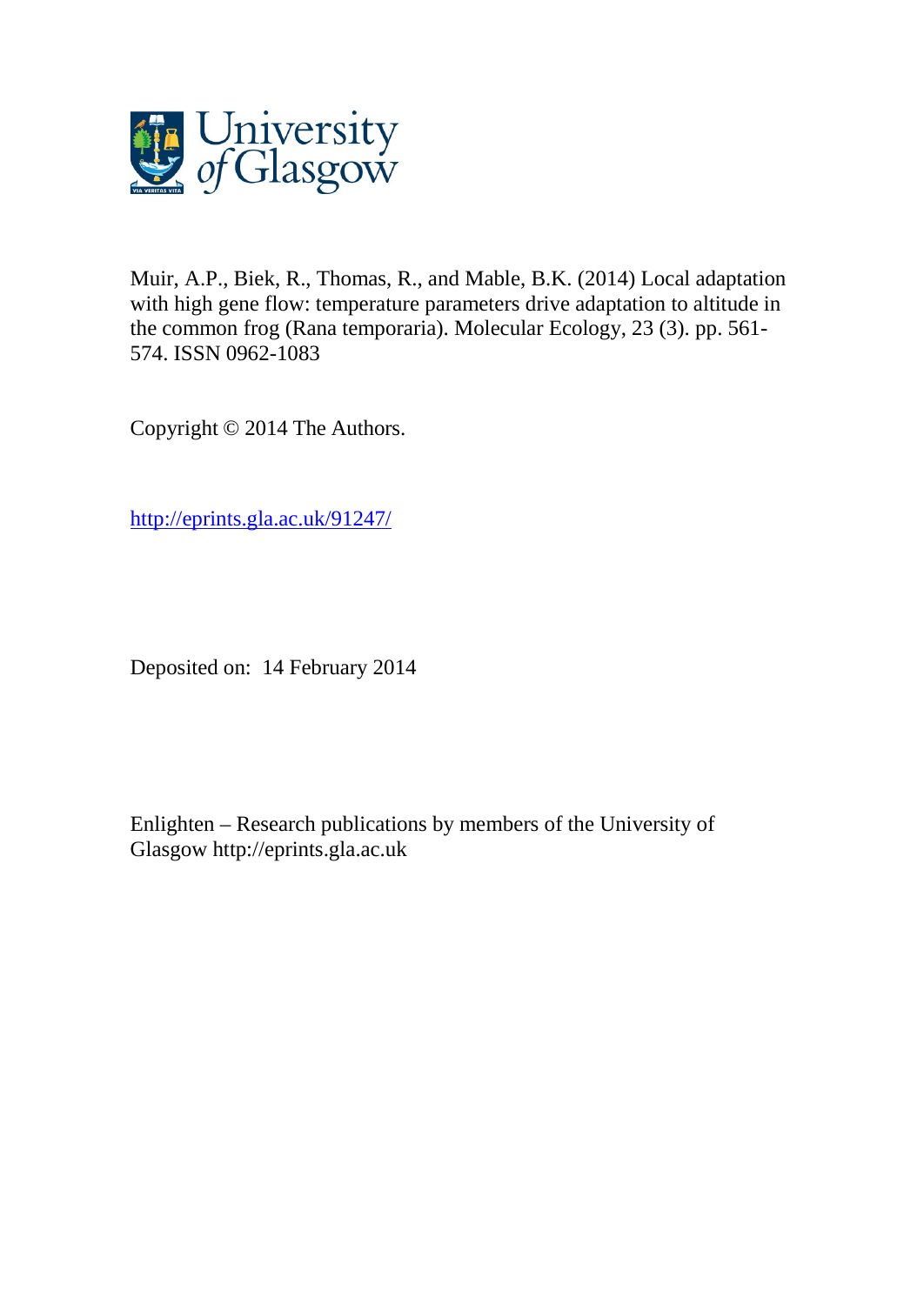Muir, A.P., Biek, R., Thomas, R., and Mable, B.K. (2014) Local adaptation with high gene flow: temperature parameters drive adaptation to altitude in the common frog (Rana temporaria). Molecular Ecology, 23 (3). pp. 561-574. ISSN 0962-1083

Copyright © 2014 The Authors.

http://eprints.gla.ac.uk/91247/

Deposited on: 14 February 2014

Enlighten – Research publications by members of the University of Glasgow http://eprints.gla.ac.uk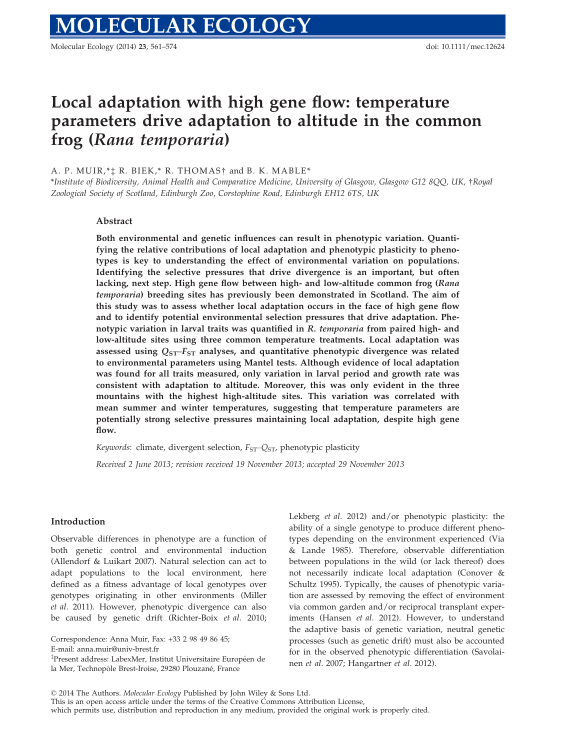# Local adaptation with high gene flow: temperature parameters drive adaptation to altitude in the common frog (*Rana temporaria*)

A. P. MUIR,*‡ R. BIEK,* R. THOMAS† and B. K. MABLE*

*Institute of Biodiversity, Animal Health and Comparative Medicine, University of Glasgow, Glasgow G12 8QQ, UK, †Royal Zoological Society of Scotland, Edinburgh Zoo, Corstophine Road, Edinburgh EH12 6TS, UK

## Abstract

**Both environmental and genetic influences can result in phenotypic variation. Quantifying the relative contributions of local adaptation and phenotypic plasticity to phenotypes is key to understanding the effect of environmental variation on populations. Identifying the selective pressures that drive divergence is an important, but often lacking, next step. High gene flow between high- and low-altitude common frog (*Rana temporaria*) breeding sites has previously been demonstrated in Scotland. The aim of this study was to assess whether local adaptation occurs in the face of high gene flow and to identify potential environmental selection pressures that drive adaptation. Phenotypic variation in larval traits was quantified in *R. temporaria* from paired high- and low-altitude sites using three common temperature treatments. Local adaptation was assessed using $Q_{ST}$–$F_{ST}$ analyses, and quantitative phenotypic divergence was related to environmental parameters using Mantel tests. Although evidence of local adaptation was found for all traits measured, only variation in larval period and growth rate was consistent with adaptation to altitude. Moreover, this was only evident in the three mountains with the highest high-altitude sites. This variation was correlated with mean summer and winter temperatures, suggesting that temperature parameters are potentially strong selective pressures maintaining local adaptation, despite high gene flow.**

*Keywords*: climate, divergent selection, $F_{ST}$–$Q_{ST}$, phenotypic plasticity

*Received 2 June 2013; revision received 19 November 2013; accepted 29 November 2013*

## Introduction

Observable differences in phenotype are a function of both genetic control and environmental induction (Allendorf & Luikart 2007). Natural selection can act to adapt populations to the local environment, here defined as a fitness advantage of local genotypes over genotypes originating in other environments (Miller *et al.* 2011). However, phenotypic divergence can also be caused by genetic drift (Richter-Boix *et al.* 2010; Lekberg *et al.* 2012) and/or phenotypic plasticity: the ability of a single genotype to produce different phenotypes depending on the environment experienced (Via & Lande 1985). Therefore, observable differentiation between populations in the wild (or lack thereof) does not necessarily indicate local adaptation (Conover & Schultz 1995). Typically, the causes of phenotypic variation are assessed by removing the effect of environment via common garden and/or reciprocal transplant experiments (Hansen *et al.* 2012). However, to understand the adaptive basis of genetic variation, neutral genetic processes (such as genetic drift) must also be accounted for in the observed phenotypic differentiation (Savolainen *et al.* 2007; Hangartner *et al.* 2012).

Correspondence: Anna Muir, Fax: +33 2 98 49 86 45; E-mail: anna.muir@univ-brest.fr

‡Present address: LabexMer, Institut Universitaire Européen de la Mer, Technopôle Brest-Iroise, 29280 Plouzané, France

© 2014 The Authors. *Molecular Ecology* Published by John Wiley & Sons Ltd. This is an open access article under the terms of the Creative Commons Attribution License, which permits use, distribution and reproduction in any medium, provided the original work is properly cited.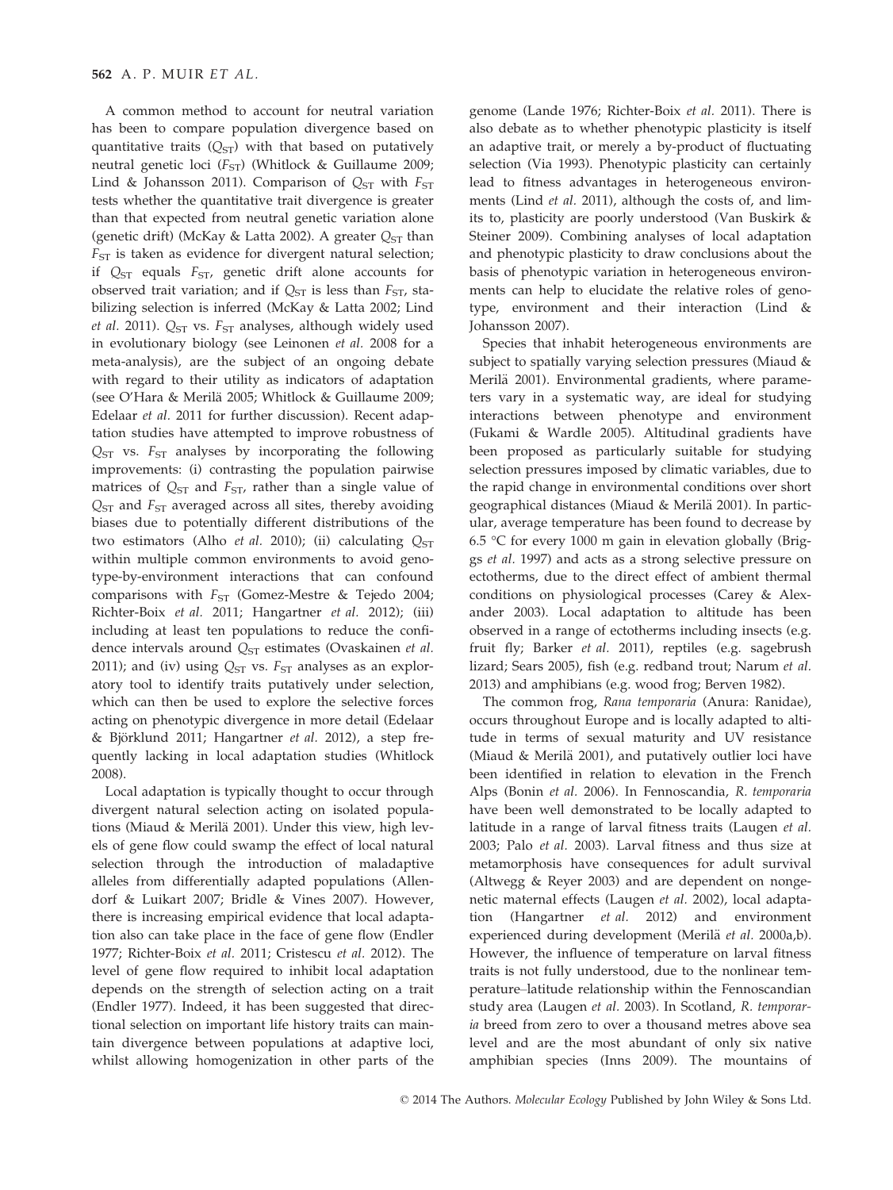A common method to account for neutral variation has been to compare population divergence based on quantitative traits ($Q_{ST}$) with that based on putatively neutral genetic loci ($F_{ST}$) (Whitlock & Guillaume 2009; Lind & Johansson 2011). Comparison of $Q_{ST}$ with $F_{ST}$ tests whether the quantitative trait divergence is greater than that expected from neutral genetic variation alone (genetic drift) (McKay & Latta 2002). A greater $Q_{ST}$ than $F_{ST}$ is taken as evidence for divergent natural selection; if $Q_{ST}$ equals $F_{ST}$, genetic drift alone accounts for observed trait variation; and if $Q_{ST}$ is less than $F_{ST}$, stabilizing selection is inferred (McKay & Latta 2002; Lind *et al.* 2011). $Q_{ST}$ vs. $F_{ST}$ analyses, although widely used in evolutionary biology (see Leinonen *et al.* 2008 for a meta-analysis), are the subject of an ongoing debate with regard to their utility as indicators of adaptation (see O'Hara & Merilä 2005; Whitlock & Guillaume 2009; Edelaar *et al.* 2011 for further discussion). Recent adaptation studies have attempted to improve robustness of $Q_{ST}$ vs. $F_{ST}$ analyses by incorporating the following improvements: (i) contrasting the population pairwise matrices of $Q_{ST}$ and $F_{ST}$, rather than a single value of $Q_{ST}$ and $F_{ST}$ averaged across all sites, thereby avoiding biases due to potentially different distributions of the two estimators (Alho *et al.* 2010); (ii) calculating $Q_{ST}$ within multiple common environments to avoid genotype-by-environment interactions that can confound comparisons with $F_{ST}$ (Gomez-Mestre & Tejedo 2004; Richter-Boix *et al.* 2011; Hangartner *et al.* 2012); (iii) including at least ten populations to reduce the confidence intervals around $Q_{ST}$ estimates (Ovaskainen *et al.* 2011); and (iv) using $Q_{ST}$ vs. $F_{ST}$ analyses as an exploratory tool to identify traits putatively under selection, which can then be used to explore the selective forces acting on phenotypic divergence in more detail (Edelaar & Björklund 2011; Hangartner *et al.* 2012), a step frequently lacking in local adaptation studies (Whitlock 2008).

Local adaptation is typically thought to occur through divergent natural selection acting on isolated populations (Miaud & Merilä 2001). Under this view, high levels of gene flow could swamp the effect of local natural selection through the introduction of maladaptive alleles from differentially adapted populations (Allendorf & Luikart 2007; Bridle & Vines 2007). However, there is increasing empirical evidence that local adaptation also can take place in the face of gene flow (Endler 1977; Richter-Boix *et al.* 2011; Cristescu *et al.* 2012). The level of gene flow required to inhibit local adaptation depends on the strength of selection acting on a trait (Endler 1977). Indeed, it has been suggested that directional selection on important life history traits can maintain divergence between populations at adaptive loci, whilst allowing homogenization in other parts of the genome (Lande 1976; Richter-Boix *et al.* 2011). There is also debate as to whether phenotypic plasticity is itself an adaptive trait, or merely a by-product of fluctuating selection (Via 1993). Phenotypic plasticity can certainly lead to fitness advantages in heterogeneous environments (Lind *et al.* 2011), although the costs of, and limits to, plasticity are poorly understood (Van Buskirk & Steiner 2009). Combining analyses of local adaptation and phenotypic plasticity to draw conclusions about the basis of phenotypic variation in heterogeneous environments can help to elucidate the relative roles of genotype, environment and their interaction (Lind & Johansson 2007).

Species that inhabit heterogeneous environments are subject to spatially varying selection pressures (Miaud & Merilä 2001). Environmental gradients, where parameters vary in a systematic way, are ideal for studying interactions between phenotype and environment (Fukami & Wardle 2005). Altitudinal gradients have been proposed as particularly suitable for studying selection pressures imposed by climatic variables, due to the rapid change in environmental conditions over short geographical distances (Miaud & Merilä 2001). In particular, average temperature has been found to decrease by 6.5 °C for every 1000 m gain in elevation globally (Briggs *et al.* 1997) and acts as a strong selective pressure on ectotherms, due to the direct effect of ambient thermal conditions on physiological processes (Carey & Alexander 2003). Local adaptation to altitude has been observed in a range of ectotherms including insects (e.g. fruit fly; Barker *et al.* 2011), reptiles (e.g. sagebrush lizard; Sears 2005), fish (e.g. redband trout; Narum *et al.* 2013) and amphibians (e.g. wood frog; Berven 1982).

The common frog, *Rana temporaria* (Anura: Ranidae), occurs throughout Europe and is locally adapted to altitude in terms of sexual maturity and UV resistance (Miaud & Merilä 2001), and putatively outlier loci have been identified in relation to elevation in the French Alps (Bonin *et al.* 2006). In Fennoscandia, *R. temporaria* have been well demonstrated to be locally adapted to latitude in a range of larval fitness traits (Laugen *et al.* 2003; Palo *et al.* 2003). Larval fitness and thus size at metamorphosis have consequences for adult survival (Altwegg & Reyer 2003) and are dependent on nongenetic maternal effects (Laugen *et al.* 2002), local adaptation (Hangartner *et al.* 2012) and environment experienced during development (Merilä *et al.* 2000a,b). However, the influence of temperature on larval fitness traits is not fully understood, due to the nonlinear temperature–latitude relationship within the Fennoscandian study area (Laugen *et al.* 2003). In Scotland, *R. temporaria* breed from zero to over a thousand metres above sea level and are the most abundant of only six native amphibian species (Inns 2009). The mountains of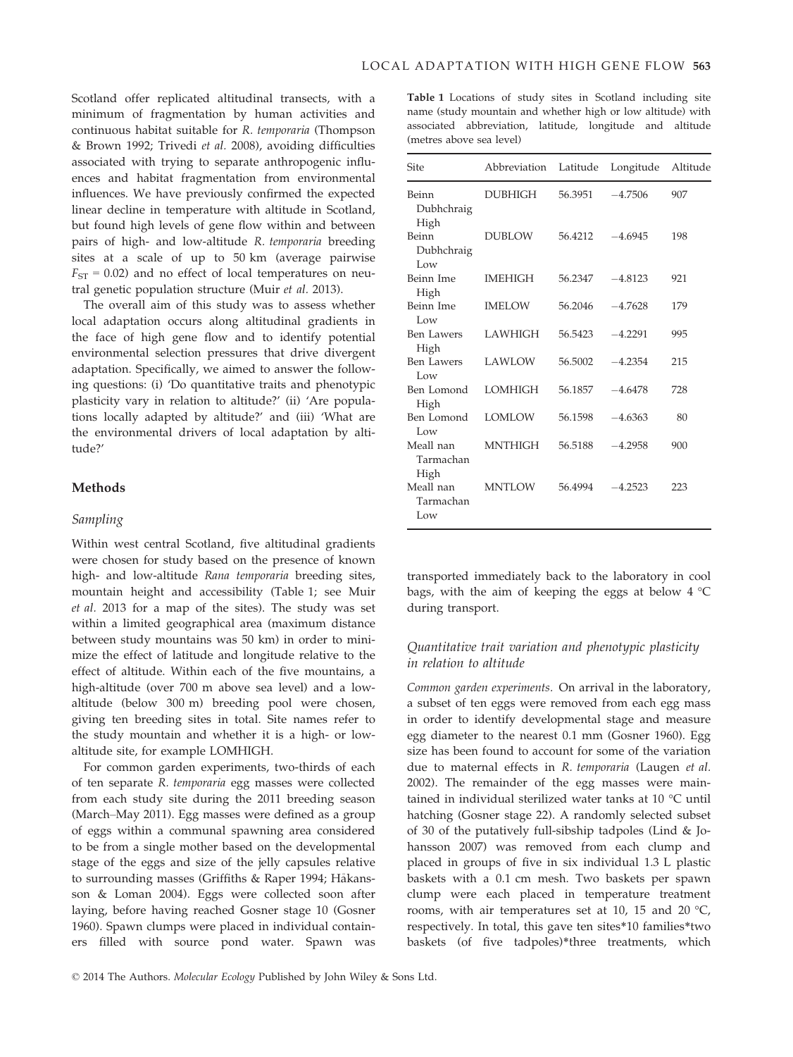Scotland offer replicated altitudinal transects, with a minimum of fragmentation by human activities and continuous habitat suitable for *R. temporaria* (Thompson & Brown 1992; Trivedi *et al.* 2008), avoiding difficulties associated with trying to separate anthropogenic influences and habitat fragmentation from environmental influences. We have previously confirmed the expected linear decline in temperature with altitude in Scotland, but found high levels of gene flow within and between pairs of high- and low-altitude *R. temporaria* breeding sites at a scale of up to 50 km (average pairwise $F_{ST} = 0.02$) and no effect of local temperatures on neutral genetic population structure (Muir *et al.* 2013).

The overall aim of this study was to assess whether local adaptation occurs along altitudinal gradients in the face of high gene flow and to identify potential environmental selection pressures that drive divergent adaptation. Specifically, we aimed to answer the following questions: (i) 'Do quantitative traits and phenotypic plasticity vary in relation to altitude?' (ii) 'Are populations locally adapted by altitude?' and (iii) 'What are the environmental drivers of local adaptation by altitude?'

## Methods

### Sampling

Within west central Scotland, five altitudinal gradients were chosen for study based on the presence of known high- and low-altitude *Rana temporaria* breeding sites, mountain height and accessibility (Table 1; see Muir *et al.* 2013 for a map of the sites). The study was set within a limited geographical area (maximum distance between study mountains was 50 km) in order to minimize the effect of latitude and longitude relative to the effect of altitude. Within each of the five mountains, a high-altitude (over 700 m above sea level) and a low-altitude (below 300 m) breeding pool were chosen, giving ten breeding sites in total. Site names refer to the study mountain and whether it is a high- or low-altitude site, for example LOMHIGH.

For common garden experiments, two-thirds of each of ten separate *R. temporaria* egg masses were collected from each study site during the 2011 breeding season (March–May 2011). Egg masses were defined as a group of eggs within a communal spawning area considered to be from a single mother based on the developmental stage of the eggs and size of the jelly capsules relative to surrounding masses (Griffiths & Raper 1994; Håkansson & Loman 2004). Eggs were collected soon after laying, before having reached Gosner stage 10 (Gosner 1960). Spawn clumps were placed in individual containers filled with source pond water. Spawn was transported immediately back to the laboratory in cool bags, with the aim of keeping the eggs at below 4 °C during transport.

**Table 1** Locations of study sites in Scotland including site name (study mountain and whether high or low altitude) with associated abbreviation, latitude, longitude and altitude (metres above sea level)

| Site | Abbreviation | Latitude | Longitude | Altitude |
|---|---|---|---|---|
| Beinn Dubhchraig High | DUBHIGH | 56.3951 | −4.7506 | 907 |
| Beinn Dubhchraig Low | DUBLOW | 56.4212 | −4.6945 | 198 |
| Beinn Ime High | IMEHIGH | 56.2347 | −4.8123 | 921 |
| Beinn Ime Low | IMELOW | 56.2046 | −4.7628 | 179 |
| Ben Lawers High | LAWHIGH | 56.5423 | −4.2291 | 995 |
| Ben Lawers Low | LAWLOW | 56.5002 | −4.2354 | 215 |
| Ben Lomond High | LOMHIGH | 56.1857 | −4.6478 | 728 |
| Ben Lomond Low | LOMLOW | 56.1598 | −4.6363 | 80 |
| Meall nan Tarmachan High | MNTHIGH | 56.5188 | −4.2958 | 900 |
| Meall nan Tarmachan Low | MNTLOW | 56.4994 | −4.2523 | 223 |

### Quantitative trait variation and phenotypic plasticity in relation to altitude

*Common garden experiments.* On arrival in the laboratory, a subset of ten eggs were removed from each egg mass in order to identify developmental stage and measure egg diameter to the nearest 0.1 mm (Gosner 1960). Egg size has been found to account for some of the variation due to maternal effects in *R. temporaria* (Laugen *et al.* 2002). The remainder of the egg masses were maintained in individual sterilized water tanks at 10 °C until hatching (Gosner stage 22). A randomly selected subset of 30 of the putatively full-sibship tadpoles (Lind & Johansson 2007) was removed from each clump and placed in groups of five in six individual 1.3 L plastic baskets with a 0.1 cm mesh. Two baskets per spawn clump were each placed in temperature treatment rooms, with air temperatures set at 10, 15 and 20 °C, respectively. In total, this gave ten sites*10 families*two baskets (of five tadpoles)*three treatments, which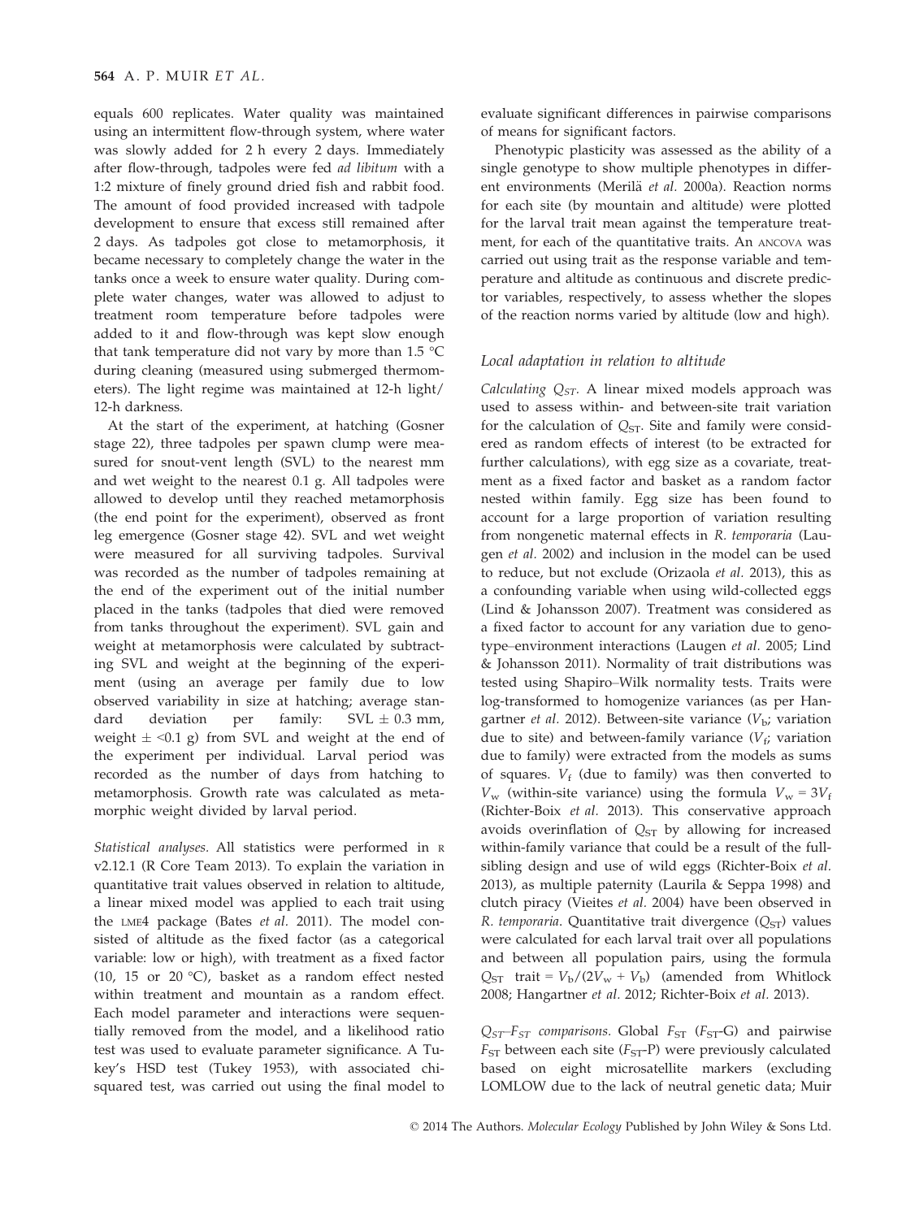equals 600 replicates. Water quality was maintained using an intermittent flow-through system, where water was slowly added for 2 h every 2 days. Immediately after flow-through, tadpoles were fed *ad libitum* with a 1:2 mixture of finely ground dried fish and rabbit food. The amount of food provided increased with tadpole development to ensure that excess still remained after 2 days. As tadpoles got close to metamorphosis, it became necessary to completely change the water in the tanks once a week to ensure water quality. During complete water changes, water was allowed to adjust to treatment room temperature before tadpoles were added to it and flow-through was kept slow enough that tank temperature did not vary by more than 1.5 °C during cleaning (measured using submerged thermometers). The light regime was maintained at 12-h light/12-h darkness.

At the start of the experiment, at hatching (Gosner stage 22), three tadpoles per spawn clump were measured for snout-vent length (SVL) to the nearest mm and wet weight to the nearest 0.1 g. All tadpoles were allowed to develop until they reached metamorphosis (the end point for the experiment), observed as front leg emergence (Gosner stage 42). SVL and wet weight were measured for all surviving tadpoles. Survival was recorded as the number of tadpoles remaining at the end of the experiment out of the initial number placed in the tanks (tadpoles that died were removed from tanks throughout the experiment). SVL gain and weight at metamorphosis were calculated by subtracting SVL and weight at the beginning of the experiment (using an average per family due to low observed variability in size at hatching; average standard deviation per family: SVL ± 0.3 mm, weight ± <0.1 g) from SVL and weight at the end of the experiment per individual. Larval period was recorded as the number of days from hatching to metamorphosis. Growth rate was calculated as metamorphic weight divided by larval period.

*Statistical analyses.* All statistics were performed in R v2.12.1 (R Core Team 2013). To explain the variation in quantitative trait values observed in relation to altitude, a linear mixed model was applied to each trait using the LME4 package (Bates *et al.* 2011). The model consisted of altitude as the fixed factor (as a categorical variable: low or high), with treatment as a fixed factor (10, 15 or 20 °C), basket as a random effect nested within treatment and mountain as a random effect. Each model parameter and interactions were sequentially removed from the model, and a likelihood ratio test was used to evaluate parameter significance. A Tukey's HSD test (Tukey 1953), with associated chi-squared test, was carried out using the final model to evaluate significant differences in pairwise comparisons of means for significant factors.

Phenotypic plasticity was assessed as the ability of a single genotype to show multiple phenotypes in different environments (Merilä *et al.* 2000a). Reaction norms for each site (by mountain and altitude) were plotted for the larval trait mean against the temperature treatment, for each of the quantitative traits. An ANCOVA was carried out using trait as the response variable and temperature and altitude as continuous and discrete predictor variables, respectively, to assess whether the slopes of the reaction norms varied by altitude (low and high).

### Local adaptation in relation to altitude

*Calculating $Q_{ST}$.* A linear mixed models approach was used to assess within- and between-site trait variation for the calculation of $Q_{ST}$. Site and family were considered as random effects of interest (to be extracted for further calculations), with egg size as a covariate, treatment as a fixed factor and basket as a random factor nested within family. Egg size has been found to account for a large proportion of variation resulting from nongenetic maternal effects in *R. temporaria* (Laugen *et al.* 2002) and inclusion in the model can be used to reduce, but not exclude (Orizaola *et al.* 2013), this as a confounding variable when using wild-collected eggs (Lind & Johansson 2007). Treatment was considered as a fixed factor to account for any variation due to genotype–environment interactions (Laugen *et al.* 2005; Lind & Johansson 2011). Normality of trait distributions was tested using Shapiro–Wilk normality tests. Traits were log-transformed to homogenize variances (as per Hangartner *et al.* 2012). Between-site variance ($V_b$; variation due to site) and between-family variance ($V_f$; variation due to family) were extracted from the models as sums of squares. $V_f$ (due to family) was then converted to $V_w$ (within-site variance) using the formula $V_w = 3V_f$ (Richter-Boix *et al.* 2013). This conservative approach avoids overinflation of $Q_{ST}$ by allowing for increased within-family variance that could be a result of the full-sibling design and use of wild eggs (Richter-Boix *et al.* 2013), as multiple paternity (Laurila & Seppa 1998) and clutch piracy (Vieites *et al.* 2004) have been observed in *R. temporaria*. Quantitative trait divergence ($Q_{ST}$) values were calculated for each larval trait over all populations and between all population pairs, using the formula $Q_{ST}$ trait $= V_b/(2V_w + V_b)$ (amended from Whitlock 2008; Hangartner *et al.* 2012; Richter-Boix *et al.* 2013).

*$Q_{ST}$–$F_{ST}$ comparisons.* Global $F_{ST}$ ($F_{ST}$-G) and pairwise $F_{ST}$ between each site ($F_{ST}$-P) were previously calculated based on eight microsatellite markers (excluding LOMLOW due to the lack of neutral genetic data; Muir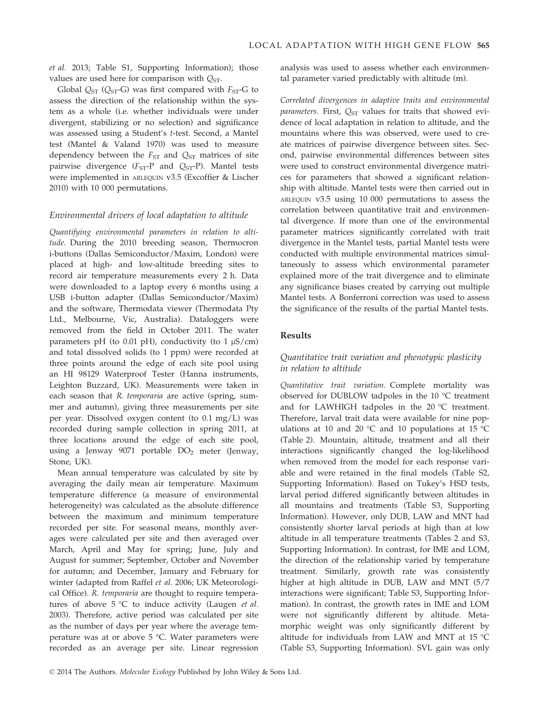*et al.* 2013; Table S1, Supporting Information); those values are used here for comparison with $Q_{ST}$.

Global $Q_{ST}$ ($Q_{ST}$-G) was first compared with $F_{ST}$-G to assess the direction of the relationship within the system as a whole (i.e. whether individuals were under divergent, stabilizing or no selection) and significance was assessed using a Student's *t*-test. Second, a Mantel test (Mantel & Valand 1970) was used to measure dependency between the $F_{ST}$ and $Q_{ST}$ matrices of site pairwise divergence ($F_{ST}$-P and $Q_{ST}$-P). Mantel tests were implemented in ARLEQUIN v3.5 (Excoffier & Lischer 2010) with 10 000 permutations.

### *Environmental drivers of local adaptation to altitude*

*Quantifying environmental parameters in relation to altitude.* During the 2010 breeding season, Thermocron i-buttons (Dallas Semiconductor/Maxim, London) were placed at high- and low-altitude breeding sites to record air temperature measurements every 2 h. Data were downloaded to a laptop every 6 months using a USB i-button adapter (Dallas Semiconductor/Maxim) and the software, Thermodata viewer (Thermodata Pty Ltd., Melbourne, Vic, Australia). Dataloggers were removed from the field in October 2011. The water parameters pH (to 0.01 pH), conductivity (to 1 μS/cm) and total dissolved solids (to 1 ppm) were recorded at three points around the edge of each site pool using an HI 98129 Waterproof Tester (Hanna instruments, Leighton Buzzard, UK). Measurements were taken in each season that *R. temporaria* are active (spring, summer and autumn), giving three measurements per site per year. Dissolved oxygen content (to 0.1 mg/L) was recorded during sample collection in spring 2011, at three locations around the edge of each site pool, using a Jenway 9071 portable $DO_2$ meter (Jenway, Stone, UK).

Mean annual temperature was calculated by site by averaging the daily mean air temperature. Maximum temperature difference (a measure of environmental heterogeneity) was calculated as the absolute difference between the maximum and minimum temperature recorded per site. For seasonal means, monthly averages were calculated per site and then averaged over March, April and May for spring; June, July and August for summer; September, October and November for autumn; and December, January and February for winter (adapted from Raffel *et al.* 2006; UK Meteorological Office). *R. temporaria* are thought to require temperatures of above 5 °C to induce activity (Laugen *et al.* 2003). Therefore, active period was calculated per site as the number of days per year where the average temperature was at or above 5 °C. Water parameters were recorded as an average per site. Linear regression analysis was used to assess whether each environmental parameter varied predictably with altitude (m).

*Correlated divergences in adaptive traits and environmental parameters.* First, $Q_{ST}$ values for traits that showed evidence of local adaptation in relation to altitude, and the mountains where this was observed, were used to create matrices of pairwise divergence between sites. Second, pairwise environmental differences between sites were used to construct environmental divergence matrices for parameters that showed a significant relationship with altitude. Mantel tests were then carried out in ARLEQUIN v3.5 using 10 000 permutations to assess the correlation between quantitative trait and environmental divergence. If more than one of the environmental parameter matrices significantly correlated with trait divergence in the Mantel tests, partial Mantel tests were conducted with multiple environmental matrices simultaneously to assess which environmental parameter explained more of the trait divergence and to eliminate any significance biases created by carrying out multiple Mantel tests. A Bonferroni correction was used to assess the significance of the results of the partial Mantel tests.

## Results

### *Quantitative trait variation and phenotypic plasticity in relation to altitude*

*Quantitative trait variation.* Complete mortality was observed for DUBLOW tadpoles in the 10 °C treatment and for LAWHIGH tadpoles in the 20 °C treatment. Therefore, larval trait data were available for nine populations at 10 and 20 °C and 10 populations at 15 °C (Table 2). Mountain, altitude, treatment and all their interactions significantly changed the log-likelihood when removed from the model for each response variable and were retained in the final models (Table S2, Supporting Information). Based on Tukey's HSD tests, larval period differed significantly between altitudes in all mountains and treatments (Table S3, Supporting Information). However, only DUB, LAW and MNT had consistently shorter larval periods at high than at low altitude in all temperature treatments (Tables 2 and S3, Supporting Information). In contrast, for IME and LOM, the direction of the relationship varied by temperature treatment. Similarly, growth rate was consistently higher at high altitude in DUB, LAW and MNT (5/7 interactions were significant; Table S3, Supporting Information). In contrast, the growth rates in IME and LOM were not significantly different by altitude. Metamorphic weight was only significantly different by altitude for individuals from LAW and MNT at 15 °C (Table S3, Supporting Information). SVL gain was only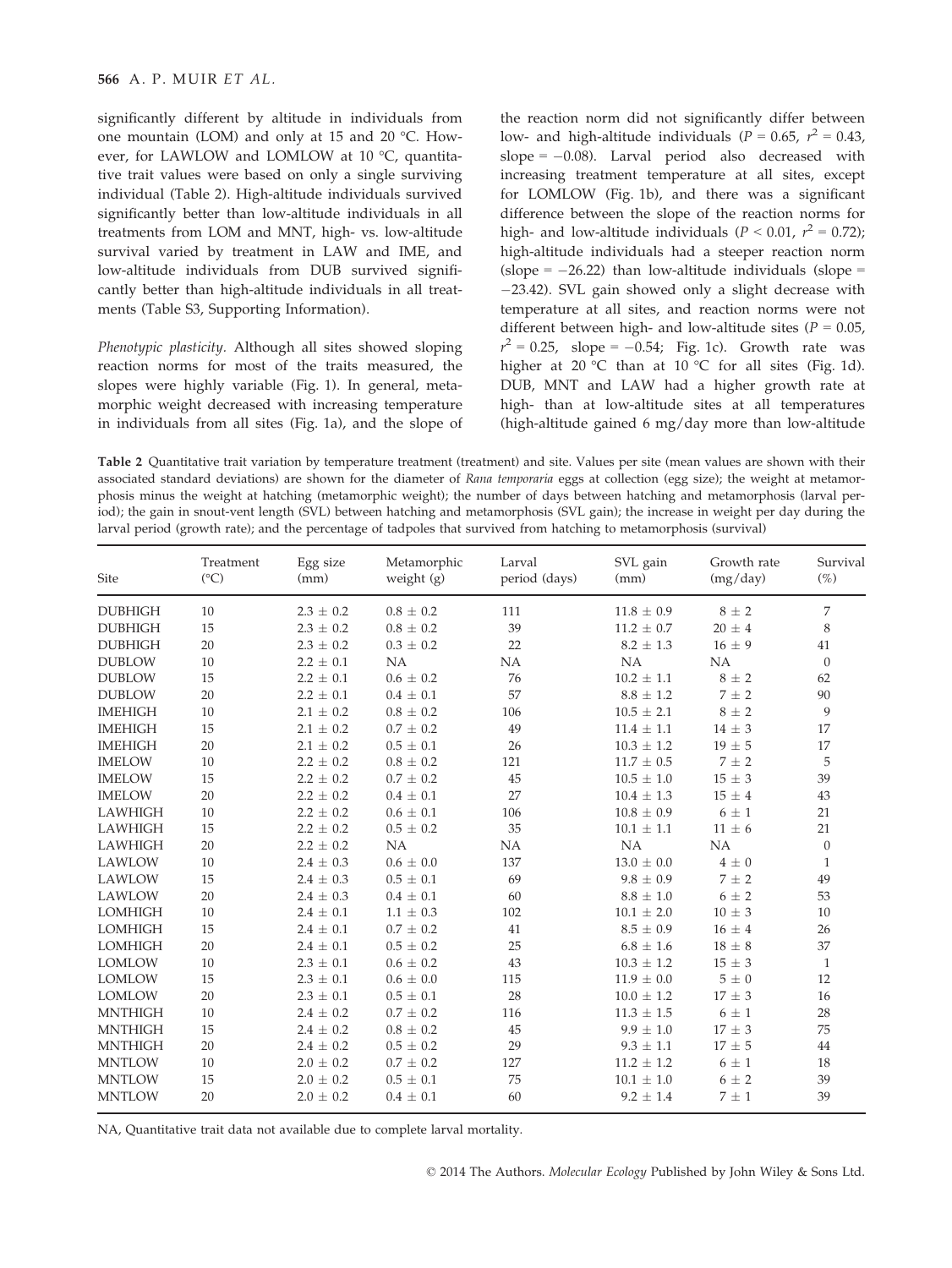significantly different by altitude in individuals from one mountain (LOM) and only at 15 and 20 °C. However, for LAWLOW and LOMLOW at 10 °C, quantitative trait values were based on only a single surviving individual (Table 2). High-altitude individuals survived significantly better than low-altitude individuals in all treatments from LOM and MNT, high- vs. low-altitude survival varied by treatment in LAW and IME, and low-altitude individuals from DUB survived significantly better than high-altitude individuals in all treatments (Table S3, Supporting Information).

*Phenotypic plasticity.* Although all sites showed sloping reaction norms for most of the traits measured, the slopes were highly variable (Fig. 1). In general, metamorphic weight decreased with increasing temperature in individuals from all sites (Fig. 1a), and the slope of the reaction norm did not significantly differ between low- and high-altitude individuals ($P = 0.65$, $r^2 = 0.43$, slope = −0.08). Larval period also decreased with increasing treatment temperature at all sites, except for LOMLOW (Fig. 1b), and there was a significant difference between the slope of the reaction norms for high- and low-altitude individuals ($P < 0.01$, $r^2 = 0.72$); high-altitude individuals had a steeper reaction norm (slope = −26.22) than low-altitude individuals (slope = −23.42). SVL gain showed only a slight decrease with temperature at all sites, and reaction norms were not different between high- and low-altitude sites ($P = 0.05$, $r^2 = 0.25$, slope = −0.54; Fig. 1c). Growth rate was higher at 20 °C than at 10 °C for all sites (Fig. 1d). DUB, MNT and LAW had a higher growth rate at high- than at low-altitude sites at all temperatures (high-altitude gained 6 mg/day more than low-altitude

**Table 2** Quantitative trait variation by temperature treatment (treatment) and site. Values per site (mean values are shown with their associated standard deviations) are shown for the diameter of *Rana temporaria* eggs at collection (egg size); the weight at metamorphosis minus the weight at hatching (metamorphic weight); the number of days between hatching and metamorphosis (larval period); the gain in snout-vent length (SVL) between hatching and metamorphosis (SVL gain); the increase in weight per day during the larval period (growth rate); and the percentage of tadpoles that survived from hatching to metamorphosis (survival)

| Site | Treatment (°C) | Egg size (mm) | Metamorphic weight (g) | Larval period (days) | SVL gain (mm) | Growth rate (mg/day) | Survival (%) |
|---|---|---|---|---|---|---|---|
| DUBHIGH | 10 | 2.3 ± 0.2 | 0.8 ± 0.2 | 111 | 11.8 ± 0.9 | 8 ± 2 | 7 |
| DUBHIGH | 15 | 2.3 ± 0.2 | 0.8 ± 0.2 | 39 | 11.2 ± 0.7 | 20 ± 4 | 8 |
| DUBHIGH | 20 | 2.3 ± 0.2 | 0.3 ± 0.2 | 22 | 8.2 ± 1.3 | 16 ± 9 | 41 |
| DUBLOW | 10 | 2.2 ± 0.1 | NA | NA | NA | NA | 0 |
| DUBLOW | 15 | 2.2 ± 0.1 | 0.6 ± 0.2 | 76 | 10.2 ± 1.1 | 8 ± 2 | 62 |
| DUBLOW | 20 | 2.2 ± 0.1 | 0.4 ± 0.1 | 57 | 8.8 ± 1.2 | 7 ± 2 | 90 |
| IMEHIGH | 10 | 2.1 ± 0.2 | 0.8 ± 0.2 | 106 | 10.5 ± 2.1 | 8 ± 2 | 9 |
| IMEHIGH | 15 | 2.1 ± 0.2 | 0.7 ± 0.2 | 49 | 11.4 ± 1.1 | 14 ± 3 | 17 |
| IMEHIGH | 20 | 2.1 ± 0.2 | 0.5 ± 0.1 | 26 | 10.3 ± 1.2 | 19 ± 5 | 17 |
| IMELOW | 10 | 2.2 ± 0.2 | 0.8 ± 0.2 | 121 | 11.7 ± 0.5 | 7 ± 2 | 5 |
| IMELOW | 15 | 2.2 ± 0.2 | 0.7 ± 0.2 | 45 | 10.5 ± 1.0 | 15 ± 3 | 39 |
| IMELOW | 20 | 2.2 ± 0.2 | 0.4 ± 0.1 | 27 | 10.4 ± 1.3 | 15 ± 4 | 43 |
| LAWHIGH | 10 | 2.2 ± 0.2 | 0.6 ± 0.1 | 106 | 10.8 ± 0.9 | 6 ± 1 | 21 |
| LAWHIGH | 15 | 2.2 ± 0.2 | 0.5 ± 0.2 | 35 | 10.1 ± 1.1 | 11 ± 6 | 21 |
| LAWHIGH | 20 | 2.2 ± 0.2 | NA | NA | NA | NA | 0 |
| LAWLOW | 10 | 2.4 ± 0.3 | 0.6 ± 0.0 | 137 | 13.0 ± 0.0 | 4 ± 0 | 1 |
| LAWLOW | 15 | 2.4 ± 0.3 | 0.5 ± 0.1 | 69 | 9.8 ± 0.9 | 7 ± 2 | 49 |
| LAWLOW | 20 | 2.4 ± 0.3 | 0.4 ± 0.1 | 60 | 8.8 ± 1.0 | 6 ± 2 | 53 |
| LOMHIGH | 10 | 2.4 ± 0.1 | 1.1 ± 0.3 | 102 | 10.1 ± 2.0 | 10 ± 3 | 10 |
| LOMHIGH | 15 | 2.4 ± 0.1 | 0.7 ± 0.2 | 41 | 8.5 ± 0.9 | 16 ± 4 | 26 |
| LOMHIGH | 20 | 2.4 ± 0.1 | 0.5 ± 0.2 | 25 | 6.8 ± 1.6 | 18 ± 8 | 37 |
| LOMLOW | 10 | 2.3 ± 0.1 | 0.6 ± 0.2 | 43 | 10.3 ± 1.2 | 15 ± 3 | 1 |
| LOMLOW | 15 | 2.3 ± 0.1 | 0.6 ± 0.0 | 115 | 11.9 ± 0.0 | 5 ± 0 | 12 |
| LOMLOW | 20 | 2.3 ± 0.1 | 0.5 ± 0.1 | 28 | 10.0 ± 1.2 | 17 ± 3 | 16 |
| MNTHIGH | 10 | 2.4 ± 0.2 | 0.7 ± 0.2 | 116 | 11.3 ± 1.5 | 6 ± 1 | 28 |
| MNTHIGH | 15 | 2.4 ± 0.2 | 0.8 ± 0.2 | 45 | 9.9 ± 1.0 | 17 ± 3 | 75 |
| MNTHIGH | 20 | 2.4 ± 0.2 | 0.5 ± 0.2 | 29 | 9.3 ± 1.1 | 17 ± 5 | 44 |
| MNTLOW | 10 | 2.0 ± 0.2 | 0.7 ± 0.2 | 127 | 11.2 ± 1.2 | 6 ± 1 | 18 |
| MNTLOW | 15 | 2.0 ± 0.2 | 0.5 ± 0.1 | 75 | 10.1 ± 1.0 | 6 ± 2 | 39 |
| MNTLOW | 20 | 2.0 ± 0.2 | 0.4 ± 0.1 | 60 | 9.2 ± 1.4 | 7 ± 1 | 39 |

NA, Quantitative trait data not available due to complete larval mortality.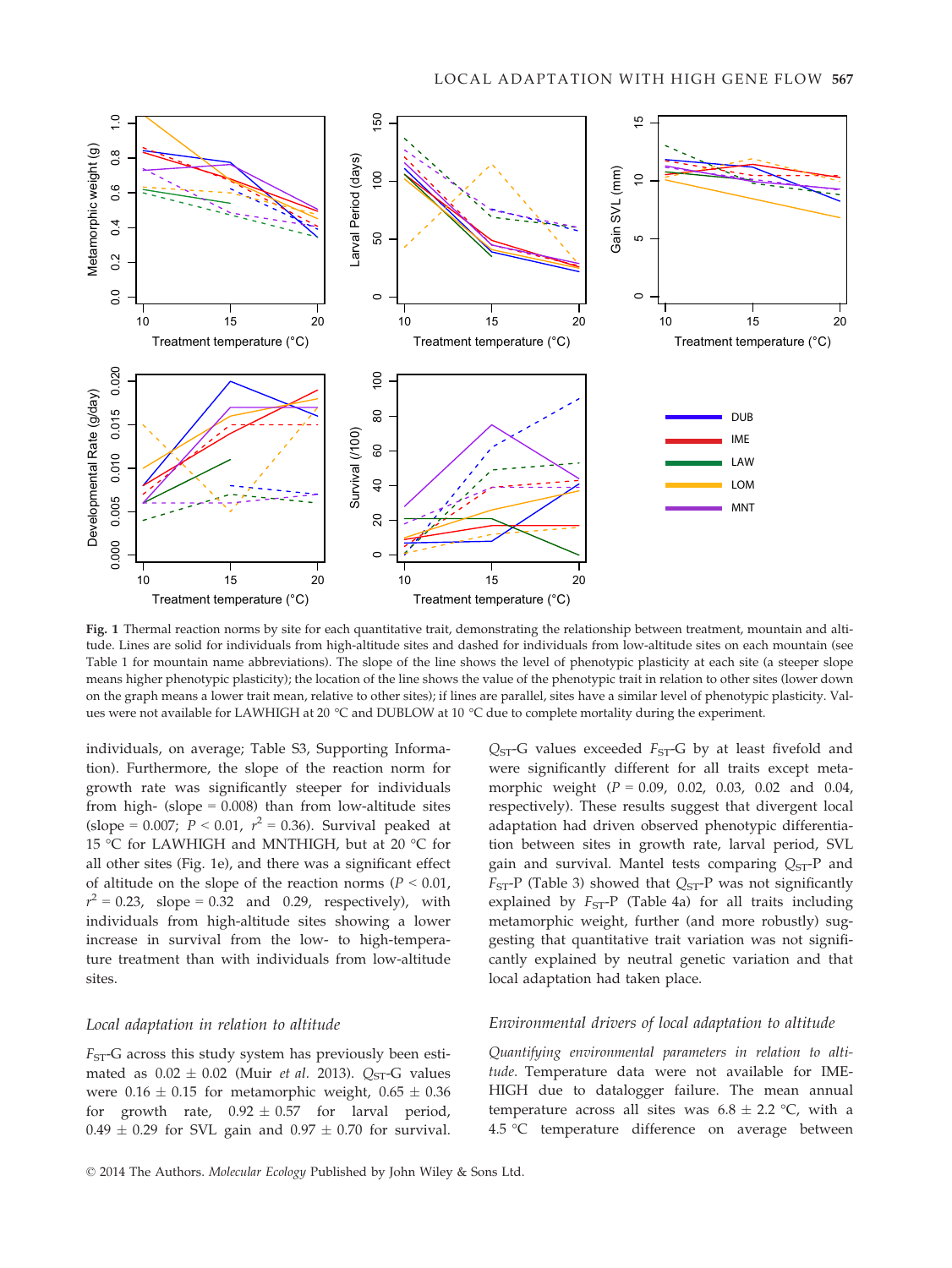**Fig. 1** Thermal reaction norms by site for each quantitative trait, demonstrating the relationship between treatment, mountain and altitude. Lines are solid for individuals from high-altitude sites and dashed for individuals from low-altitude sites on each mountain (see Table 1 for mountain name abbreviations). The slope of the line shows the level of phenotypic plasticity at each site (a steeper slope means higher phenotypic plasticity); the location of the line shows the value of the phenotypic trait in relation to other sites (lower down on the graph means a lower trait mean, relative to other sites); if lines are parallel, sites have a similar level of phenotypic plasticity. Values were not available for LAWHIGH at 20 °C and DUBLOW at 10 °C due to complete mortality during the experiment.

individuals, on average; Table S3, Supporting Information). Furthermore, the slope of the reaction norm for growth rate was significantly steeper for individuals from high- (slope = 0.008) than from low-altitude sites (slope = 0.007; $P < 0.01$, $r^2 = 0.36$). Survival peaked at 15 °C for LAWHIGH and MNTHIGH, but at 20 °C for all other sites (Fig. 1e), and there was a significant effect of altitude on the slope of the reaction norms ($P < 0.01$, $r^2 = 0.23$, slope = 0.32 and 0.29, respectively), with individuals from high-altitude sites showing a lower increase in survival from the low- to high-temperature treatment than with individuals from low-altitude sites.

### *Local adaptation in relation to altitude*

$F_{ST}$-G across this study system has previously been estimated as 0.02 ± 0.02 (Muir *et al.* 2013). $Q_{ST}$-G values were 0.16 ± 0.15 for metamorphic weight, 0.65 ± 0.36 for growth rate, 0.92 ± 0.57 for larval period, 0.49 ± 0.29 for SVL gain and 0.97 ± 0.70 for survival. $Q_{ST}$-G values exceeded $F_{ST}$-G by at least fivefold and were significantly different for all traits except metamorphic weight ($P$ = 0.09, 0.02, 0.03, 0.02 and 0.04, respectively). These results suggest that divergent local adaptation had driven observed phenotypic differentiation between sites in growth rate, larval period, SVL gain and survival. Mantel tests comparing $Q_{ST}$-P and $F_{ST}$-P (Table 3) showed that $Q_{ST}$-P was not significantly explained by $F_{ST}$-P (Table 4a) for all traits including metamorphic weight, further (and more robustly) suggesting that quantitative trait variation was not significantly explained by neutral genetic variation and that local adaptation had taken place.

### *Environmental drivers of local adaptation to altitude*

*Quantifying environmental parameters in relation to altitude.* Temperature data were not available for IME-HIGH due to datalogger failure. The mean annual temperature across all sites was 6.8 ± 2.2 °C, with a 4.5 °C temperature difference on average between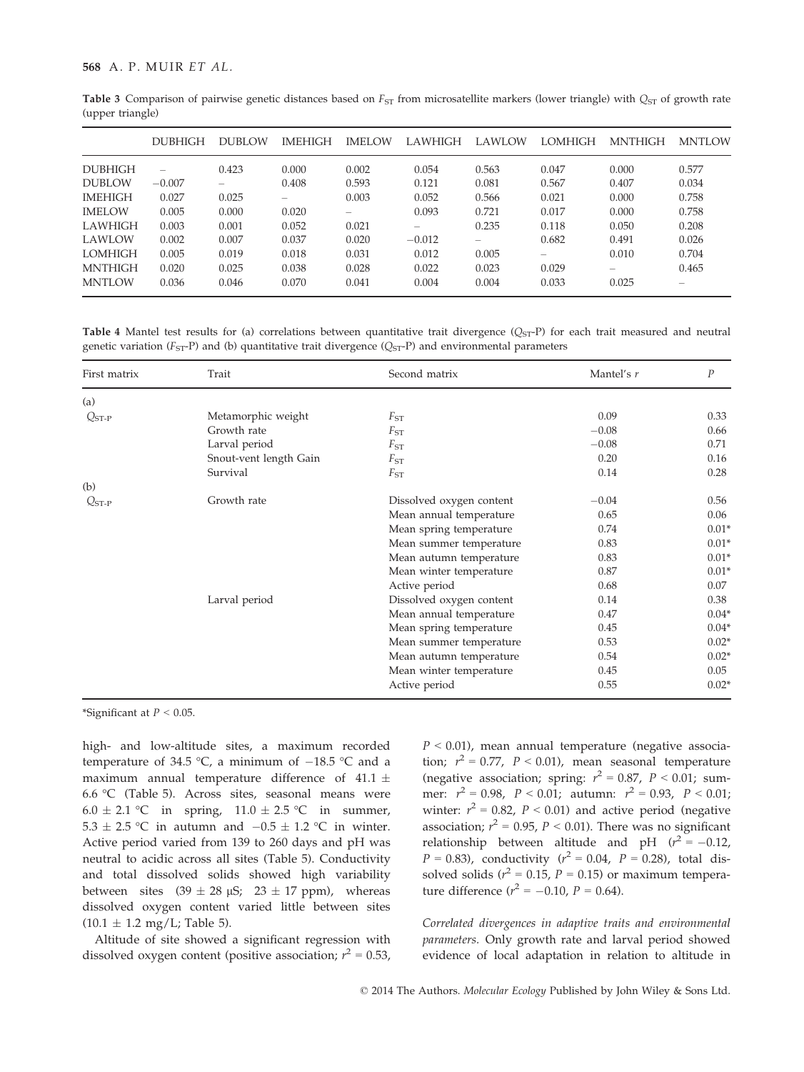**Table 3** Comparison of pairwise genetic distances based on $F_{ST}$ from microsatellite markers (lower triangle) with $Q_{ST}$ of growth rate (upper triangle)

| | DUBHIGH | DUBLOW | IMEHIGH | IMELOW | LAWHIGH | LAWLOW | LOMHIGH | MNTHIGH | MNTLOW |
|---|---|---|---|---|---|---|---|---|---|
| DUBHIGH | – | 0.423 | 0.000 | 0.002 | 0.054 | 0.563 | 0.047 | 0.000 | 0.577 |
| DUBLOW | −0.007 | – | 0.408 | 0.593 | 0.121 | 0.081 | 0.567 | 0.407 | 0.034 |
| IMEHIGH | 0.027 | 0.025 | – | 0.003 | 0.052 | 0.566 | 0.021 | 0.000 | 0.758 |
| IMELOW | 0.005 | 0.000 | 0.020 | – | 0.093 | 0.721 | 0.017 | 0.000 | 0.758 |
| LAWHIGH | 0.003 | 0.001 | 0.052 | 0.021 | – | 0.235 | 0.118 | 0.050 | 0.208 |
| LAWLOW | 0.002 | 0.007 | 0.037 | 0.020 | −0.012 | – | 0.682 | 0.491 | 0.026 |
| LOMHIGH | 0.005 | 0.019 | 0.018 | 0.031 | 0.012 | 0.005 | – | 0.010 | 0.704 |
| MNTHIGH | 0.020 | 0.025 | 0.038 | 0.028 | 0.022 | 0.023 | 0.029 | – | 0.465 |
| MNTLOW | 0.036 | 0.046 | 0.070 | 0.041 | 0.004 | 0.004 | 0.033 | 0.025 | – |

**Table 4** Mantel test results for (a) correlations between quantitative trait divergence ($Q_{ST}$-P) for each trait measured and neutral genetic variation ($F_{ST}$-P) and (b) quantitative trait divergence ($Q_{ST}$-P) and environmental parameters

| First matrix | Trait | Second matrix | Mantel's *r* | *P* |
|---|---|---|---|---|
| (a) | | | | |
| $Q_{ST-P}$ | Metamorphic weight | $F_{ST}$ | 0.09 | 0.33 |
| | Growth rate | $F_{ST}$ | −0.08 | 0.66 |
| | Larval period | $F_{ST}$ | −0.08 | 0.71 |
| | Snout-vent length Gain | $F_{ST}$ | 0.20 | 0.16 |
| | Survival | $F_{ST}$ | 0.14 | 0.28 |
| (b) | | | | |
| $Q_{ST-P}$ | Growth rate | Dissolved oxygen content | −0.04 | 0.56 |
| | | Mean annual temperature | 0.65 | 0.06 |
| | | Mean spring temperature | 0.74 | 0.01* |
| | | Mean summer temperature | 0.83 | 0.01* |
| | | Mean autumn temperature | 0.83 | 0.01* |
| | | Mean winter temperature | 0.87 | 0.01* |
| | | Active period | 0.68 | 0.07 |
| | Larval period | Dissolved oxygen content | 0.14 | 0.38 |
| | | Mean annual temperature | 0.47 | 0.04* |
| | | Mean spring temperature | 0.45 | 0.04* |
| | | Mean summer temperature | 0.53 | 0.02* |
| | | Mean autumn temperature | 0.54 | 0.02* |
| | | Mean winter temperature | 0.45 | 0.05 |
| | | Active period | 0.55 | 0.02* |

*Significant at $P < 0.05$.

high- and low-altitude sites, a maximum recorded temperature of 34.5 °C, a minimum of −18.5 °C and a maximum annual temperature difference of 41.1 ± 6.6 °C (Table 5). Across sites, seasonal means were 6.0 ± 2.1 °C in spring, 11.0 ± 2.5 °C in summer, 5.3 ± 2.5 °C in autumn and −0.5 ± 1.2 °C in winter. Active period varied from 139 to 260 days and pH was neutral to acidic across all sites (Table 5). Conductivity and total dissolved solids showed high variability between sites (39 ± 28 μS; 23 ± 17 ppm), whereas dissolved oxygen content varied little between sites (10.1 ± 1.2 mg/L; Table 5).

Altitude of site showed a significant regression with dissolved oxygen content (positive association; $r^2 = 0.53$, $P < 0.01$), mean annual temperature (negative association; $r^2 = 0.77$, $P < 0.01$), mean seasonal temperature (negative association; spring: $r^2 = 0.87$, $P < 0.01$; summer: $r^2 = 0.98$, $P < 0.01$; autumn: $r^2 = 0.93$, $P < 0.01$; winter: $r^2 = 0.82$, $P < 0.01$) and active period (negative association; $r^2 = 0.95$, $P < 0.01$). There was no significant relationship between altitude and pH ($r^2 = -0.12$, $P = 0.83$), conductivity ($r^2 = 0.04$, $P = 0.28$), total dissolved solids ($r^2 = 0.15$, $P = 0.15$) or maximum temperature difference ($r^2 = -0.10$, $P = 0.64$).

*Correlated divergences in adaptive traits and environmental parameters.* Only growth rate and larval period showed evidence of local adaptation in relation to altitude in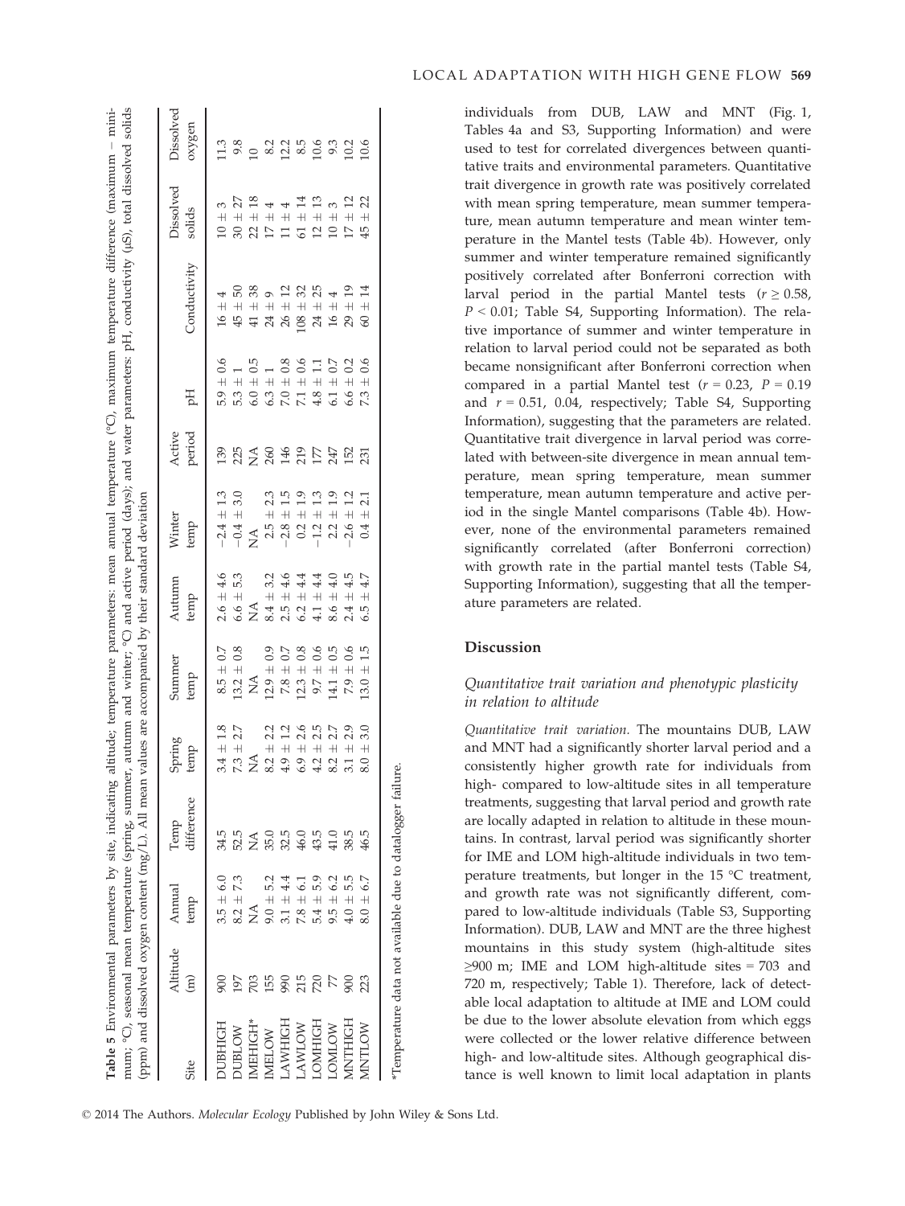**Table 5** Environmental parameters by site, indicating altitude; temperature parameters: mean annual temperature (°C), maximum temperature difference (maximum – minimum; °C), seasonal mean temperature (spring, summer, autumn and winter; °C) and active period (days); and water parameters: pH, conductivity (μS), total dissolved solids (ppm) and dissolved oxygen content (mg/L). All mean values are accompanied by their standard deviation

| Site | Altitude (m) | Annual temp | Temp difference | Spring temp | Summer temp | Autumn temp | Winter temp | Active period | pH | Conductivity | Dissolved solids | Dissolved oxygen |
|---|---|---|---|---|---|---|---|---|---|---|---|---|
| DUBHIGH | 900 | 3.5 ± 6.0 | 34.5 | 3.4 ± 1.8 | 8.5 ± 0.7 | 2.6 ± 4.6 | −2.4 ± 1.3 | 139 | 5.9 ± 0.6 | 16 ± 4 | 10 ± 3 | 11.3 |
| DUBLOW | 197 | 8.2 ± 7.3 | 52.5 | 7.3 ± 2.7 | 13.2 ± 0.8 | 6.6 ± 5.3 | −0.4 ± 3.0 | 225 | 5.3 ± 1 | 45 ± 50 | 30 ± 27 | 9.8 |
| IMEHIGH* | 703 | NA | NA | NA | NA | NA | NA | NA | 6.0 ± 0.5 | 41 ± 38 | 22 ± 18 | 10 |
| IMELOW | 155 | 9.0 ± 5.2 | 35.0 | 8.2 ± 2.2 | 12.9 ± 0.9 | 8.4 ± 3.2 | 2.5 ± 2.3 | 260 | 6.3 ± 1 | 24 ± 9 | 17 ± 4 | 8.2 |
| LAWHIGH | 990 | 3.1 ± 4.4 | 32.5 | 4.9 ± 1.2 | 7.8 ± 0.7 | 2.5 ± 4.6 | −2.8 ± 1.5 | 146 | 7.0 ± 0.8 | 26 ± 12 | 11 ± 4 | 12.2 |
| LAWLOW | 215 | 7.8 ± 6.1 | 46.0 | 6.9 ± 2.6 | 12.3 ± 0.8 | 6.2 ± 4.4 | 0.2 ± 1.9 | 219 | 7.1 ± 0.6 | 108 ± 32 | 61 ± 14 | 8.5 |
| LOMHIGH | 720 | 5.4 ± 5.9 | 43.5 | 4.2 ± 2.5 | 9.7 ± 0.6 | 4.1 ± 4.4 | −1.2 ± 1.3 | 177 | 4.8 ± 1.1 | 24 ± 25 | 12 ± 13 | 10.6 |
| LOMLOW | 77 | 9.5 ± 6.2 | 41.0 | 8.2 ± 2.7 | 14.1 ± 0.5 | 8.6 ± 4.0 | 2.2 ± 1.9 | 247 | 6.1 ± 0.7 | 16 ± 4 | 10 ± 3 | 9.3 |
| MNTHIGH | 900 | 4.0 ± 5.5 | 38.5 | 3.1 ± 2.9 | 7.9 ± 0.6 | 2.4 ± 4.5 | −2.6 ± 1.2 | 152 | 6.6 ± 0.2 | 29 ± 19 | 17 ± 12 | 10.2 |
| MNTLOW | 223 | 8.0 ± 6.7 | 46.5 | 8.0 ± 3.0 | 13.0 ± 1.5 | 6.5 ± 4.7 | 0.4 ± 2.1 | 231 | 7.3 ± 0.6 | 60 ± 14 | 45 ± 22 | 10.6 |

*Temperature data not available due to datalogger failure.

individuals from DUB, LAW and MNT (Fig. 1, Tables 4a and S3, Supporting Information) and were used to test for correlated divergences between quantitative traits and environmental parameters. Quantitative trait divergence in growth rate was positively correlated with mean spring temperature, mean summer temperature, mean autumn temperature and mean winter temperature in the Mantel tests (Table 4b). However, only summer and winter temperature remained significantly positively correlated with larval period in the partial Mantel tests ($r \geq 0.58$, $P < 0.01$; Table S4, Supporting Information). The relative importance of summer and winter temperature in relation to larval period could not be separated as both became nonsignificant after Bonferroni correction when compared in a partial Mantel test ($r = 0.23$, $P = 0.19$ and $r = 0.51$, 0.04, respectively; Table S4, Supporting Information), suggesting that the parameters are related. Quantitative trait divergence in larval period was correlated with between-site divergence in mean annual temperature, mean spring temperature, mean summer temperature, mean autumn temperature and active period in the single Mantel comparisons (Table 4b). However, none of the environmental parameters remained significantly correlated (after Bonferroni correction) with growth rate in the partial mantel tests (Table S4, Supporting Information), suggesting that all the temperature parameters are related.

## Discussion

### *Quantitative trait variation and phenotypic plasticity in relation to altitude*

*Quantitative trait variation.* The mountains DUB, LAW and MNT had a significantly shorter larval period and a consistently higher growth rate for individuals from high- compared to low-altitude sites in all temperature treatments, suggesting that larval period and growth rate are locally adapted in relation to altitude in these mountains. In contrast, larval period was significantly shorter for IME and LOM high-altitude individuals in two temperature treatments, but longer in the 15 °C treatment, and growth rate was not significantly different, compared to low-altitude individuals (Table S3, Supporting Information). DUB, LAW and MNT are the three highest mountains in this study system (high-altitude sites ≥900 m; IME and LOM high-altitude sites = 703 and 720 m, respectively; Table 1). Therefore, lack of detectable local adaptation to altitude at IME and LOM could be due to the lower absolute elevation from which eggs were collected or the lower relative difference between high- and low-altitude sites. Although geographical distance is well known to limit local adaptation in plants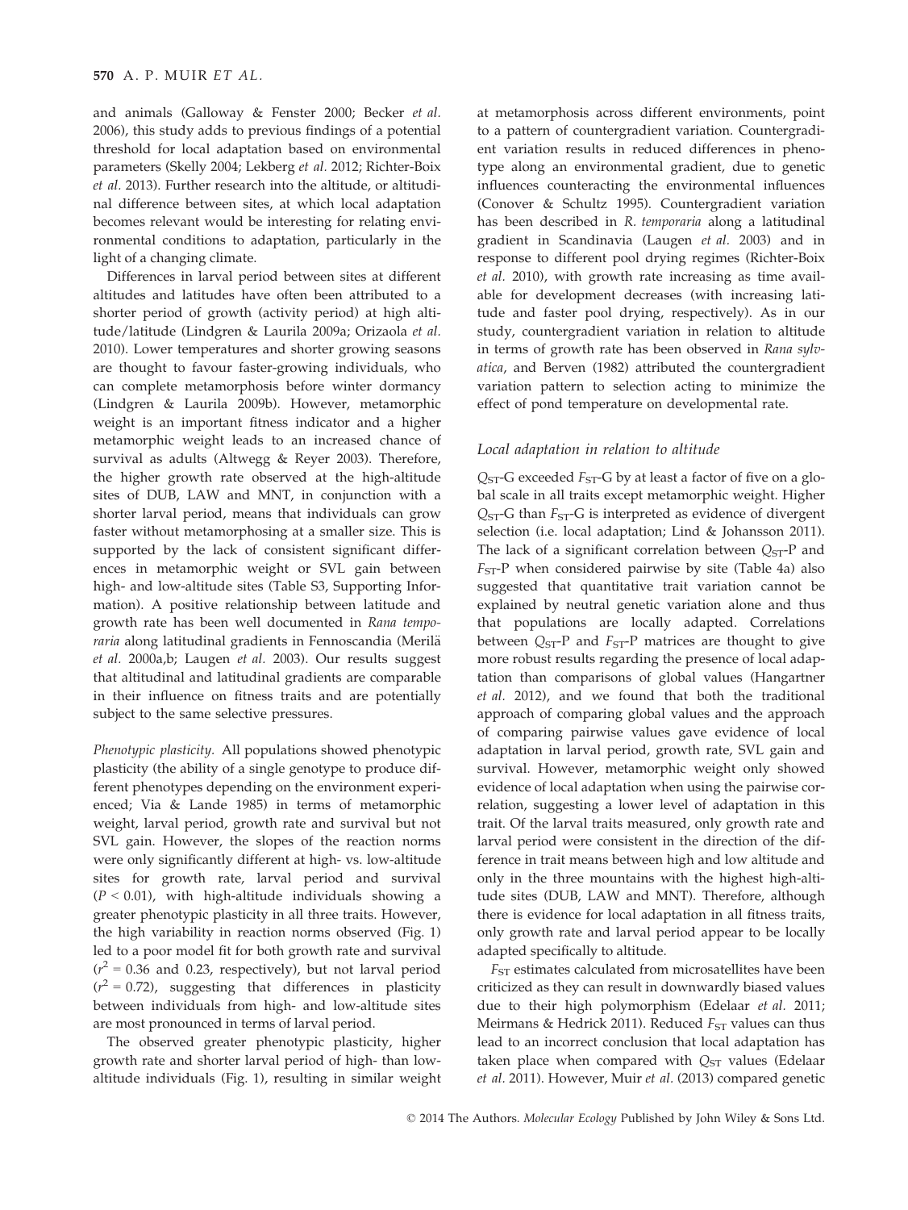and animals (Galloway & Fenster 2000; Becker *et al.* 2006), this study adds to previous findings of a potential threshold for local adaptation based on environmental parameters (Skelly 2004; Lekberg *et al.* 2012; Richter-Boix *et al.* 2013). Further research into the altitude, or altitudinal difference between sites, at which local adaptation becomes relevant would be interesting for relating environmental conditions to adaptation, particularly in the light of a changing climate.

Differences in larval period between sites at different altitudes and latitudes have often been attributed to a shorter period of growth (activity period) at high altitude/latitude (Lindgren & Laurila 2009a; Orizaola *et al.* 2010). Lower temperatures and shorter growing seasons are thought to favour faster-growing individuals, who can complete metamorphosis before winter dormancy (Lindgren & Laurila 2009b). However, metamorphic weight is an important fitness indicator and a higher metamorphic weight leads to an increased chance of survival as adults (Altwegg & Reyer 2003). Therefore, the higher growth rate observed at the high-altitude sites of DUB, LAW and MNT, in conjunction with a shorter larval period, means that individuals can grow faster without metamorphosing at a smaller size. This is supported by the lack of consistent significant differences in metamorphic weight or SVL gain between high- and low-altitude sites (Table S3, Supporting Information). A positive relationship between latitude and growth rate has been well documented in *Rana temporaria* along latitudinal gradients in Fennoscandia (Merilä *et al.* 2000a,b; Laugen *et al.* 2003). Our results suggest that altitudinal and latitudinal gradients are comparable in their influence on fitness traits and are potentially subject to the same selective pressures.

*Phenotypic plasticity.* All populations showed phenotypic plasticity (the ability of a single genotype to produce different phenotypes depending on the environment experienced; Via & Lande 1985) in terms of metamorphic weight, larval period, growth rate and survival but not SVL gain. However, the slopes of the reaction norms were only significantly different at high- vs. low-altitude sites for growth rate, larval period and survival ($P < 0.01$), with high-altitude individuals showing a greater phenotypic plasticity in all three traits. However, the high variability in reaction norms observed (Fig. 1) led to a poor model fit for both growth rate and survival ($r^2 = 0.36$ and 0.23, respectively), but not larval period ($r^2 = 0.72$), suggesting that differences in plasticity between individuals from high- and low-altitude sites are most pronounced in terms of larval period.

The observed greater phenotypic plasticity, higher growth rate and shorter larval period of high- than low-altitude individuals (Fig. 1), resulting in similar weight at metamorphosis across different environments, point to a pattern of countergradient variation. Countergradient variation results in reduced differences in phenotype along an environmental gradient, due to genetic influences counteracting the environmental influences (Conover & Schultz 1995). Countergradient variation has been described in *R. temporaria* along a latitudinal gradient in Scandinavia (Laugen *et al.* 2003) and in response to different pool drying regimes (Richter-Boix *et al.* 2010), with growth rate increasing as time available for development decreases (with increasing latitude and faster pool drying, respectively). As in our study, countergradient variation in relation to altitude in terms of growth rate has been observed in *Rana sylvatica*, and Berven (1982) attributed the countergradient variation pattern to selection acting to minimize the effect of pond temperature on developmental rate.

### Local adaptation in relation to altitude

$Q_{ST}$-G exceeded $F_{ST}$-G by at least a factor of five on a global scale in all traits except metamorphic weight. Higher $Q_{ST}$-G than $F_{ST}$-G is interpreted as evidence of divergent selection (i.e. local adaptation; Lind & Johansson 2011). The lack of a significant correlation between $Q_{ST}$-P and $F_{ST}$-P when considered pairwise by site (Table 4a) also suggested that quantitative trait variation cannot be explained by neutral genetic variation alone and thus that populations are locally adapted. Correlations between $Q_{ST}$-P and $F_{ST}$-P matrices are thought to give more robust results regarding the presence of local adaptation than comparisons of global values (Hangartner *et al.* 2012), and we found that both the traditional approach of comparing global values and the approach of comparing pairwise values gave evidence of local adaptation in larval period, growth rate, SVL gain and survival. However, metamorphic weight only showed evidence of local adaptation when using the pairwise correlation, suggesting a lower level of adaptation in this trait. Of the larval traits measured, only growth rate and larval period were consistent in the direction of the difference in trait means between high and low altitude and only in the three mountains with the highest high-altitude sites (DUB, LAW and MNT). Therefore, although there is evidence for local adaptation in all fitness traits, only growth rate and larval period appear to be locally adapted specifically to altitude.

$F_{ST}$ estimates calculated from microsatellites have been criticized as they can result in downwardly biased values due to their high polymorphism (Edelaar *et al.* 2011; Meirmans & Hedrick 2011). Reduced $F_{ST}$ values can thus lead to an incorrect conclusion that local adaptation has taken place when compared with $Q_{ST}$ values (Edelaar *et al.* 2011). However, Muir *et al.* (2013) compared genetic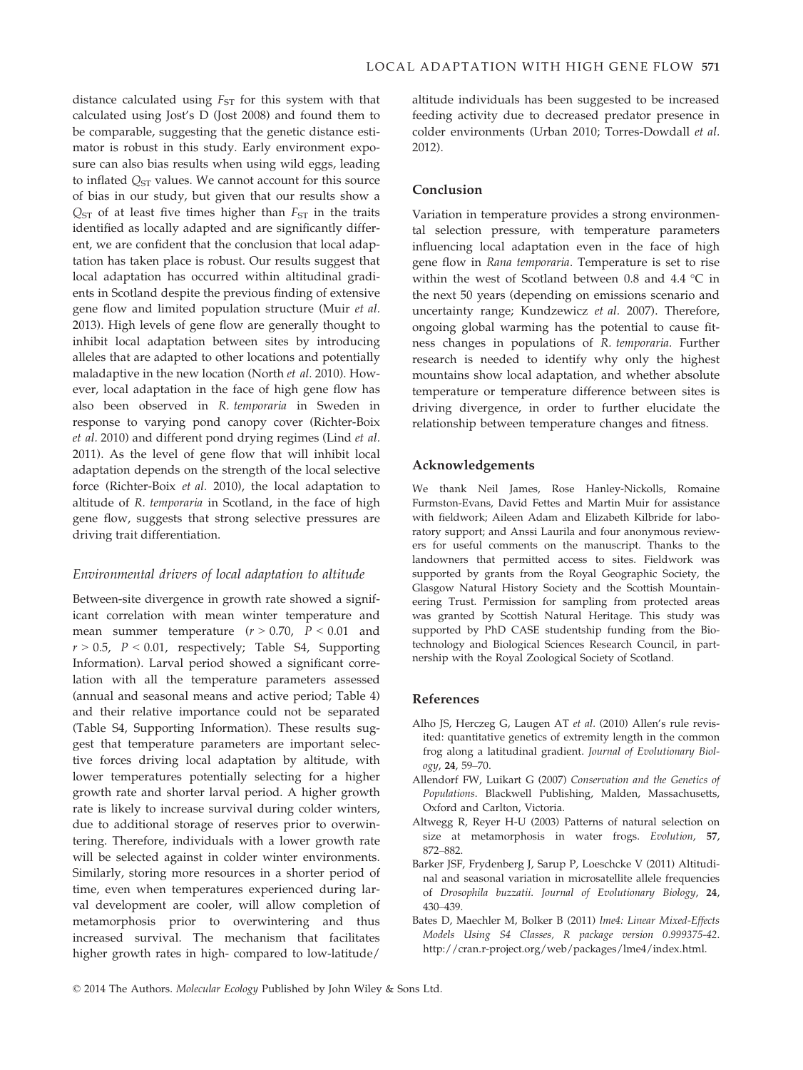distance calculated using $F_{ST}$ for this system with that calculated using Jost's D (Jost 2008) and found them to be comparable, suggesting that the genetic distance estimator is robust in this study. Early environment exposure can also bias results when using wild eggs, leading to inflated $Q_{ST}$ values. We cannot account for this source of bias in our study, but given that our results show a $Q_{ST}$ of at least five times higher than $F_{ST}$ in the traits identified as locally adapted and are significantly different, we are confident that the conclusion that local adaptation has taken place is robust. Our results suggest that local adaptation has occurred within altitudinal gradients in Scotland despite the previous finding of extensive gene flow and limited population structure (Muir *et al.* 2013). High levels of gene flow are generally thought to inhibit local adaptation between sites by introducing alleles that are adapted to other locations and potentially maladaptive in the new location (North *et al.* 2010). However, local adaptation in the face of high gene flow has also been observed in *R. temporaria* in Sweden in response to varying pond canopy cover (Richter-Boix *et al.* 2010) and different pond drying regimes (Lind *et al.* 2011). As the level of gene flow that will inhibit local adaptation depends on the strength of the local selective force (Richter-Boix *et al.* 2010), the local adaptation to altitude of *R. temporaria* in Scotland, in the face of high gene flow, suggests that strong selective pressures are driving trait differentiation.

### *Environmental drivers of local adaptation to altitude*

Between-site divergence in growth rate showed a significant correlation with mean winter temperature and mean summer temperature ($r > 0.70$, $P < 0.01$ and $r > 0.5$, $P < 0.01$, respectively; Table S4, Supporting Information). Larval period showed a significant correlation with all the temperature parameters assessed (annual and seasonal means and active period; Table 4) and their relative importance could not be separated (Table S4, Supporting Information). These results suggest that temperature parameters are important selective forces driving local adaptation by altitude, with lower temperatures potentially selecting for a higher growth rate and shorter larval period. A higher growth rate is likely to increase survival during colder winters, due to additional storage of reserves prior to overwintering. Therefore, individuals with a lower growth rate will be selected against in colder winter environments. Similarly, storing more resources in a shorter period of time, even when temperatures experienced during larval development are cooler, will allow completion of metamorphosis prior to overwintering and thus increased survival. The mechanism that facilitates higher growth rates in high- compared to low-latitude/altitude individuals has been suggested to be increased feeding activity due to decreased predator presence in colder environments (Urban 2010; Torres-Dowdall *et al.* 2012).

## Conclusion

Variation in temperature provides a strong environmental selection pressure, with temperature parameters influencing local adaptation even in the face of high gene flow in *Rana temporaria*. Temperature is set to rise within the west of Scotland between 0.8 and 4.4 °C in the next 50 years (depending on emissions scenario and uncertainty range; Kundzewicz *et al.* 2007). Therefore, ongoing global warming has the potential to cause fitness changes in populations of *R. temporaria*. Further research is needed to identify why only the highest mountains show local adaptation, and whether absolute temperature or temperature difference between sites is driving divergence, in order to further elucidate the relationship between temperature changes and fitness.

## Acknowledgements

We thank Neil James, Rose Hanley-Nickolls, Romaine Furmston-Evans, David Fettes and Martin Muir for assistance with fieldwork; Aileen Adam and Elizabeth Kilbride for laboratory support; and Anssi Laurila and four anonymous reviewers for useful comments on the manuscript. Thanks to the landowners that permitted access to sites. Fieldwork was supported by grants from the Royal Geographic Society, the Glasgow Natural History Society and the Scottish Mountaineering Trust. Permission for sampling from protected areas was granted by Scottish Natural Heritage. This study was supported by PhD CASE studentship funding from the Biotechnology and Biological Sciences Research Council, in partnership with the Royal Zoological Society of Scotland.

## References

Alho JS, Herczeg G, Laugen AT *et al.* (2010) Allen's rule revisited: quantitative genetics of extremity length in the common frog along a latitudinal gradient. *Journal of Evolutionary Biology*, **24**, 59–70.

Allendorf FW, Luikart G (2007) *Conservation and the Genetics of Populations*. Blackwell Publishing, Malden, Massachusetts, Oxford and Carlton, Victoria.

Altwegg R, Reyer H-U (2003) Patterns of natural selection on size at metamorphosis in water frogs. *Evolution*, **57**, 872–882.

Barker JSF, Frydenberg J, Sarup P, Loeschcke V (2011) Altitudinal and seasonal variation in microsatellite allele frequencies of *Drosophila buzzatii*. *Journal of Evolutionary Biology*, **24**, 430–439.

Bates D, Maechler M, Bolker B (2011) *lme4: Linear Mixed-Effects Models Using S4 Classes, R package version 0.999375-42*. http://cran.r-project.org/web/packages/lme4/index.html.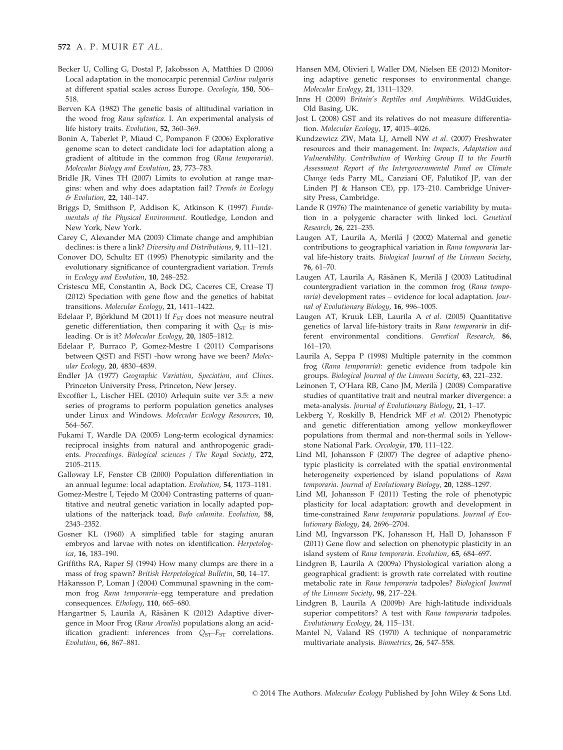Becker U, Colling G, Dostal P, Jakobsson A, Matthies D (2006) Local adaptation in the monocarpic perennial *Carlina vulgaris* at different spatial scales across Europe. *Oecologia*, **150**, 506–518.

Berven KA (1982) The genetic basis of altitudinal variation in the wood frog *Rana sylvatica*. I. An experimental analysis of life history traits. *Evolution*, **52**, 360–369.

Bonin A, Taberlet P, Miaud C, Pompanon F (2006) Explorative genome scan to detect candidate loci for adaptation along a gradient of altitude in the common frog (*Rana temporaria*). *Molecular Biology and Evolution*, **23**, 773–783.

Bridle JR, Vines TH (2007) Limits to evolution at range margins: when and why does adaptation fail? *Trends in Ecology & Evolution*, **22**, 140–147.

Briggs D, Smithson P, Addison K, Atkinson K (1997) *Fundamentals of the Physical Environment*. Routledge, London and New York, New York.

Carey C, Alexander MA (2003) Climate change and amphibian declines: is there a link? *Diversity and Distributions*, **9**, 111–121.

Conover DO, Schultz ET (1995) Phenotypic similarity and the evolutionary significance of countergradient variation. *Trends in Ecology and Evolution*, **10**, 248–252.

Cristescu ME, Constantin A, Bock DG, Caceres CE, Crease TJ (2012) Speciation with gene flow and the genetics of habitat transitions. *Molecular Ecology*, **21**, 1411–1422.

Edelaar P, Björklund M (2011) If $F_{ST}$ does not measure neutral genetic differentiation, then comparing it with $Q_{ST}$ is misleading. Or is it? *Molecular Ecology*, **20**, 1805–1812.

Edelaar P, Burraco P, Gomez-Mestre I (2011) Comparisons between Q(ST) and F(ST) -how wrong have we been? *Molecular Ecology*, **20**, 4830–4839.

Endler JA (1977) *Geographic Variation, Speciation, and Clines*. Princeton University Press, Princeton, New Jersey.

Excoffier L, Lischer HEL (2010) Arlequin suite ver 3.5: a new series of programs to perform population genetics analyses under Linux and Windows. *Molecular Ecology Resources*, **10**, 564–567.

Fukami T, Wardle DA (2005) Long-term ecological dynamics: reciprocal insights from natural and anthropogenic gradients. *Proceedings. Biological sciences / The Royal Society*, **272**, 2105–2115.

Galloway LF, Fenster CB (2000) Population differentiation in an annual legume: local adaptation. *Evolution*, **54**, 1173–1181.

Gomez-Mestre I, Tejedo M (2004) Contrasting patterns of quantitative and neutral genetic variation in locally adapted populations of the natterjack toad, *Bufo calamita*. *Evolution*, **58**, 2343–2352.

Gosner KL (1960) A simplified table for staging anuran embryos and larvae with notes on identification. *Herpetologica*, **16**, 183–190.

Griffiths RA, Raper SJ (1994) How many clumps are there in a mass of frog spawn? *British Herpetological Bulletin*, **50**, 14–17.

Håkansson P, Loman J (2004) Communal spawning in the common frog *Rana temporaria*–egg temperature and predation consequences. *Ethology*, **110**, 665–680.

Hangartner S, Laurila A, Räsänen K (2012) Adaptive divergence in Moor Frog (*Rana Arvalis*) populations along an acidification gradient: inferences from $Q_{ST}$–$F_{ST}$ correlations. *Evolution*, **66**, 867–881.

Hansen MM, Olivieri I, Waller DM, Nielsen EE (2012) Monitoring adaptive genetic responses to environmental change. *Molecular Ecology*, **21**, 1311–1329.

Inns H (2009) *Britain's Reptiles and Amphibians*. WildGuides, Old Basing, UK.

Jost L (2008) GST and its relatives do not measure differentiation. *Molecular Ecology*, **17**, 4015–4026.

Kundzewicz ZW, Mata LJ, Arnell NW *et al.* (2007) Freshwater resources and their management. In: *Impacts, Adaptation and Vulnerability. Contribution of Working Group II to the Fourth Assessment Report of the Intergovernmental Panel on Climate Change* (eds Parry ML, Canziani OF, Palutikof JP, van der Linden PJ & Hanson CE), pp. 173–210. Cambridge University Press, Cambridge.

Lande R (1976) The maintenance of genetic variability by mutation in a polygenic character with linked loci. *Genetical Research*, **26**, 221–235.

Laugen AT, Laurila A, Merilä J (2002) Maternal and genetic contributions to geographical variation in *Rana temporaria* larval life-history traits. *Biological Journal of the Linnean Society*, **76**, 61–70.

Laugen AT, Laurila A, Räsänen K, Merilä J (2003) Latitudinal countergradient variation in the common frog (*Rana temporaria*) development rates – evidence for local adaptation. *Journal of Evolutionary Biology*, **16**, 996–1005.

Laugen AT, Kruuk LEB, Laurila A *et al.* (2005) Quantitative genetics of larval life-history traits in *Rana temporaria* in different environmental conditions. *Genetical Research*, **86**, 161–170.

Laurila A, Seppa P (1998) Multiple paternity in the common frog (*Rana temporaria*): genetic evidence from tadpole kin groups. *Biological Journal of the Linnean Society*, **63**, 221–232.

Leinonen T, O'Hara RB, Cano JM, Merilä J (2008) Comparative studies of quantitative trait and neutral marker divergence: a meta-analysis. *Journal of Evolutionary Biology*, **21**, 1–17.

Lekberg Y, Roskilly B, Hendrick MF *et al.* (2012) Phenotypic and genetic differentiation among yellow monkeyflower populations from thermal and non-thermal soils in Yellowstone National Park. *Oecologia*, **170**, 111–122.

Lind MI, Johansson F (2007) The degree of adaptive phenotypic plasticity is correlated with the spatial environmental heterogeneity experienced by island populations of *Rana temporaria*. *Journal of Evolutionary Biology*, **20**, 1288–1297.

Lind MI, Johansson F (2011) Testing the role of phenotypic plasticity for local adaptation: growth and development in time-constrained *Rana temporaria* populations. *Journal of Evolutionary Biology*, **24**, 2696–2704.

Lind MI, Ingvarsson PK, Johansson H, Hall D, Johansson F (2011) Gene flow and selection on phenotypic plasticity in an island system of *Rana temporaria*. *Evolution*, **65**, 684–697.

Lindgren B, Laurila A (2009a) Physiological variation along a geographical gradient: is growth rate correlated with routine metabolic rate in *Rana temporaria* tadpoles? *Biological Journal of the Linnean Society*, **98**, 217–224.

Lindgren B, Laurila A (2009b) Are high-latitude individuals superior competitors? A test with *Rana temporaria* tadpoles. *Evolutionary Ecology*, **24**, 115–131.

Mantel N, Valand RS (1970) A technique of nonparametric multivariate analysis. *Biometrics*, **26**, 547–558.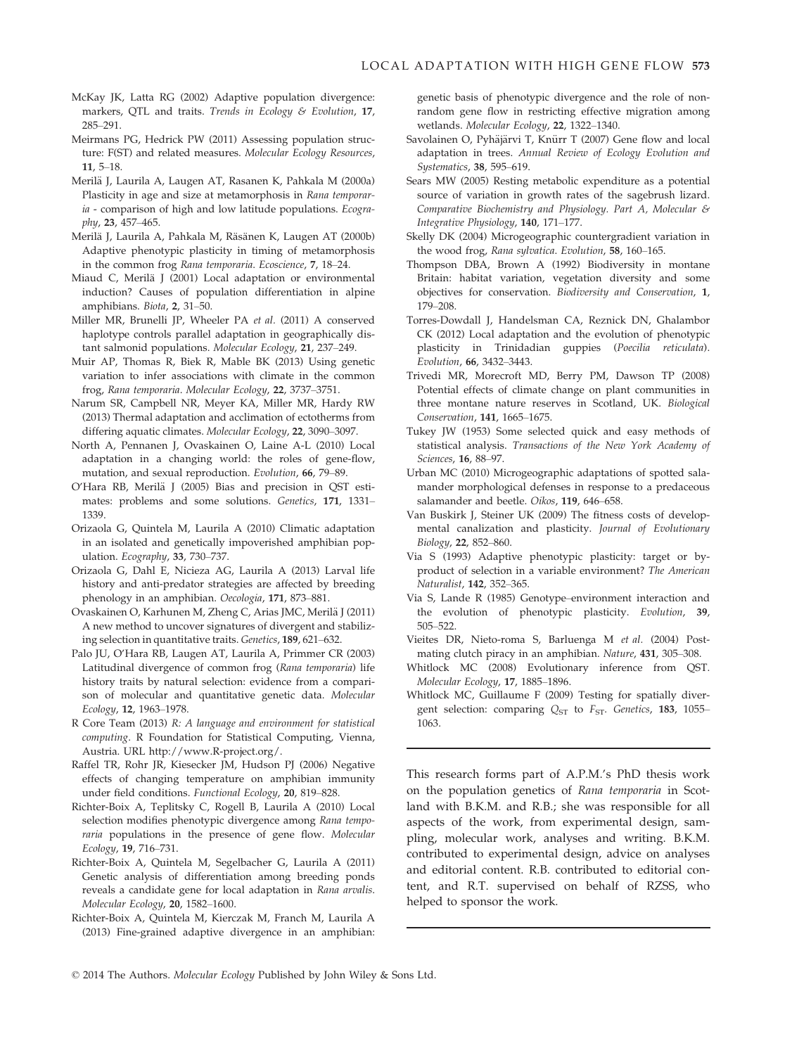McKay JK, Latta RG (2002) Adaptive population divergence: markers, QTL and traits. *Trends in Ecology & Evolution*, **17**, 285–291.

Meirmans PG, Hedrick PW (2011) Assessing population structure: F(ST) and related measures. *Molecular Ecology Resources*, **11**, 5–18.

Merilä J, Laurila A, Laugen AT, Rasanen K, Pahkala M (2000a) Plasticity in age and size at metamorphosis in *Rana temporaria* - comparison of high and low latitude populations. *Ecography*, **23**, 457–465.

Merilä J, Laurila A, Pahkala M, Räsänen K, Laugen AT (2000b) Adaptive phenotypic plasticity in timing of metamorphosis in the common frog *Rana temporaria*. *Ecoscience*, **7**, 18–24.

Miaud C, Merilä J (2001) Local adaptation or environmental induction? Causes of population differentiation in alpine amphibians. *Biota*, **2**, 31–50.

Miller MR, Brunelli JP, Wheeler PA *et al.* (2011) A conserved haplotype controls parallel adaptation in geographically distant salmonid populations. *Molecular Ecology*, **21**, 237–249.

Muir AP, Thomas R, Biek R, Mable BK (2013) Using genetic variation to infer associations with climate in the common frog, *Rana temporaria*. *Molecular Ecology*, **22**, 3737–3751.

Narum SR, Campbell NR, Meyer KA, Miller MR, Hardy RW (2013) Thermal adaptation and acclimation of ectotherms from differing aquatic climates. *Molecular Ecology*, **22**, 3090–3097.

North A, Pennanen J, Ovaskainen O, Laine A-L (2010) Local adaptation in a changing world: the roles of gene-flow, mutation, and sexual reproduction. *Evolution*, **66**, 79–89.

O'Hara RB, Merilä J (2005) Bias and precision in QST estimates: problems and some solutions. *Genetics*, **171**, 1331–1339.

Orizaola G, Quintela M, Laurila A (2010) Climatic adaptation in an isolated and genetically impoverished amphibian population. *Ecography*, **33**, 730–737.

Orizaola G, Dahl E, Nicieza AG, Laurila A (2013) Larval life history and anti-predator strategies are affected by breeding phenology in an amphibian. *Oecologia*, **171**, 873–881.

Ovaskainen O, Karhunen M, Zheng C, Arias JMC, Merilä J (2011) A new method to uncover signatures of divergent and stabilizing selection in quantitative traits. *Genetics*, **189**, 621–632.

Palo JU, O'Hara RB, Laugen AT, Laurila A, Primmer CR (2003) Latitudinal divergence of common frog (*Rana temporaria*) life history traits by natural selection: evidence from a comparison of molecular and quantitative genetic data. *Molecular Ecology*, **12**, 1963–1978.

R Core Team (2013) *R: A language and environment for statistical computing*. R Foundation for Statistical Computing, Vienna, Austria. URL http://www.R-project.org/.

Raffel TR, Rohr JR, Kiesecker JM, Hudson PJ (2006) Negative effects of changing temperature on amphibian immunity under field conditions. *Functional Ecology*, **20**, 819–828.

Richter-Boix A, Teplitsky C, Rogell B, Laurila A (2010) Local selection modifies phenotypic divergence among *Rana temporaria* populations in the presence of gene flow. *Molecular Ecology*, **19**, 716–731.

Richter-Boix A, Quintela M, Segelbacher G, Laurila A (2011) Genetic analysis of differentiation among breeding ponds reveals a candidate gene for local adaptation in *Rana arvalis*. *Molecular Ecology*, **20**, 1582–1600.

Richter-Boix A, Quintela M, Kierczak M, Franch M, Laurila A (2013) Fine-grained adaptive divergence in an amphibian: genetic basis of phenotypic divergence and the role of non-random gene flow in restricting effective migration among wetlands. *Molecular Ecology*, **22**, 1322–1340.

Savolainen O, Pyhäjärvi T, Knürr T (2007) Gene flow and local adaptation in trees. *Annual Review of Ecology Evolution and Systematics*, **38**, 595–619.

Sears MW (2005) Resting metabolic expenditure as a potential source of variation in growth rates of the sagebrush lizard. *Comparative Biochemistry and Physiology. Part A, Molecular & Integrative Physiology*, **140**, 171–177.

Skelly DK (2004) Microgeographic countergradient variation in the wood frog, *Rana sylvatica*. *Evolution*, **58**, 160–165.

Thompson DBA, Brown A (1992) Biodiversity in montane Britain: habitat variation, vegetation diversity and some objectives for conservation. *Biodiversity and Conservation*, **1**, 179–208.

Torres-Dowdall J, Handelsman CA, Reznick DN, Ghalambor CK (2012) Local adaptation and the evolution of phenotypic plasticity in Trinidadian guppies (*Poecilia reticulata*). *Evolution*, **66**, 3432–3443.

Trivedi MR, Morecroft MD, Berry PM, Dawson TP (2008) Potential effects of climate change on plant communities in three montane nature reserves in Scotland, UK. *Biological Conservation*, **141**, 1665–1675.

Tukey JW (1953) Some selected quick and easy methods of statistical analysis. *Transactions of the New York Academy of Sciences*, **16**, 88–97.

Urban MC (2010) Microgeographic adaptations of spotted salamander morphological defenses in response to a predaceous salamander and beetle. *Oikos*, **119**, 646–658.

Van Buskirk J, Steiner UK (2009) The fitness costs of developmental canalization and plasticity. *Journal of Evolutionary Biology*, **22**, 852–860.

Via S (1993) Adaptive phenotypic plasticity: target or by-product of selection in a variable environment? *The American Naturalist*, **142**, 352–365.

Via S, Lande R (1985) Genotype–environment interaction and the evolution of phenotypic plasticity. *Evolution*, **39**, 505–522.

Vieites DR, Nieto-roma S, Barluenga M *et al.* (2004) Post-mating clutch piracy in an amphibian. *Nature*, **431**, 305–308.

Whitlock MC (2008) Evolutionary inference from QST. *Molecular Ecology*, **17**, 1885–1896.

Whitlock MC, Guillaume F (2009) Testing for spatially divergent selection: comparing $Q_{ST}$ to $F_{ST}$. *Genetics*, **183**, 1055–1063.

---

This research forms part of A.P.M.'s PhD thesis work on the population genetics of *Rana temporaria* in Scotland with B.K.M. and R.B.; she was responsible for all aspects of the work, from experimental design, sampling, molecular work, analyses and writing. B.K.M. contributed to experimental design, advice on analyses and editorial content. R.B. contributed to editorial content, and R.T. supervised on behalf of RZSS, who helped to sponsor the work.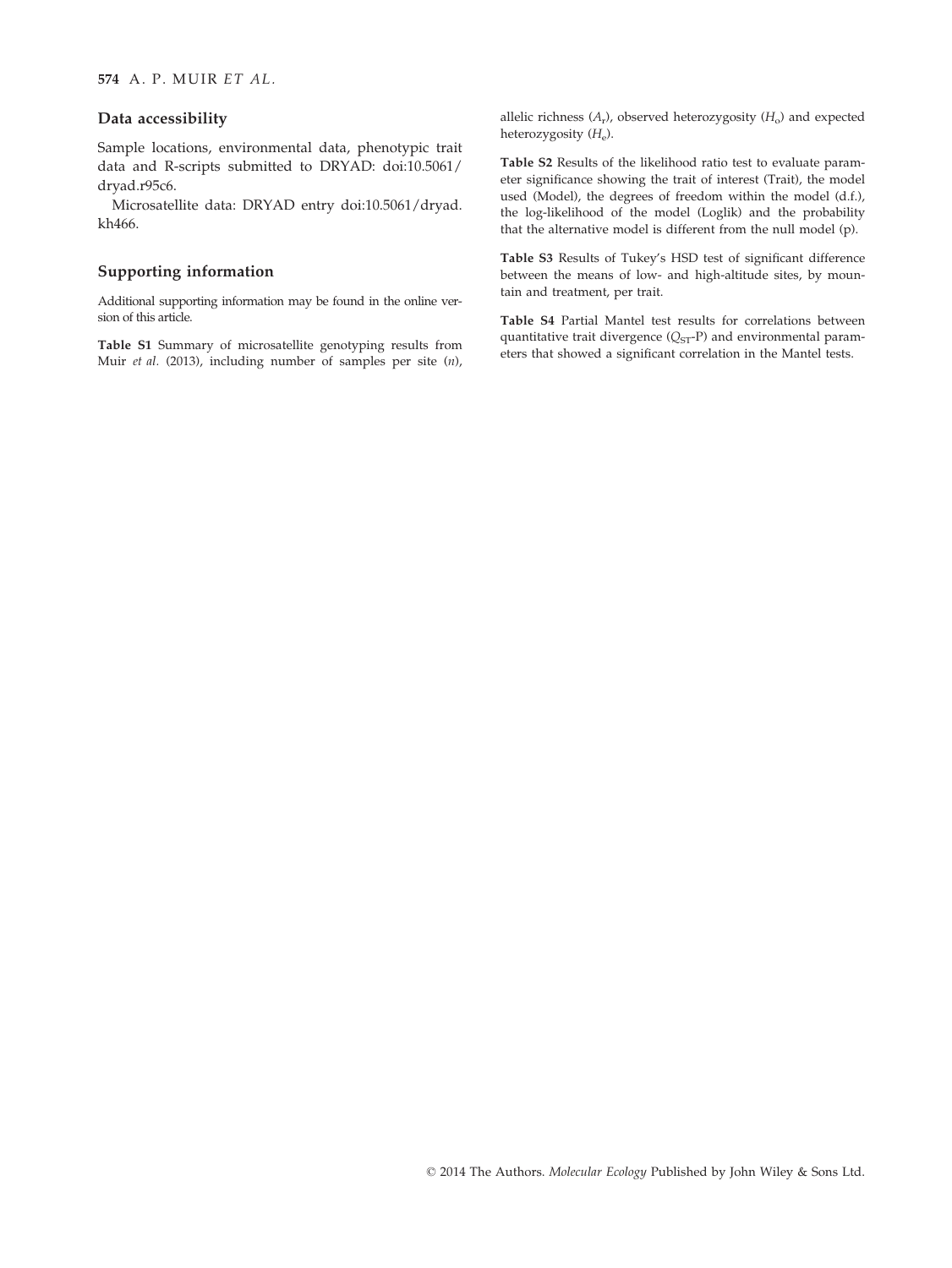## Data accessibility

Sample locations, environmental data, phenotypic trait data and R-scripts submitted to DRYAD: doi:10.5061/dryad.r95c6.

Microsatellite data: DRYAD entry doi:10.5061/dryad.kh466.

## Supporting information

Additional supporting information may be found in the online version of this article.

**Table S1** Summary of microsatellite genotyping results from Muir *et al.* (2013), including number of samples per site ($n$), allelic richness ($A_r$), observed heterozygosity ($H_o$) and expected heterozygosity ($H_e$).

**Table S2** Results of the likelihood ratio test to evaluate parameter significance showing the trait of interest (Trait), the model used (Model), the degrees of freedom within the model (d.f.), the log-likelihood of the model (Loglik) and the probability that the alternative model is different from the null model (p).

**Table S3** Results of Tukey's HSD test of significant difference between the means of low- and high-altitude sites, by mountain and treatment, per trait.

**Table S4** Partial Mantel test results for correlations between quantitative trait divergence ($Q_{ST}$-P) and environmental parameters that showed a significant correlation in the Mantel tests.